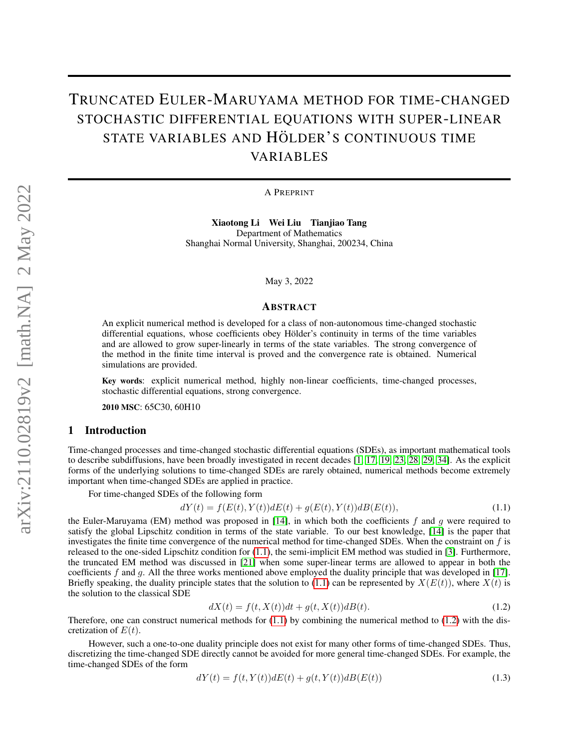# Truncated Euler-Maruyama method for time-changed stochastic differential equations with super-linear state variables and Hölder's continuous time variables

A Preprint

**Xiaotong Li  Wei Liu  Tianjiao Tang**
Department of Mathematics
Shanghai Normal University, Shanghai, 200234, China

May 3, 2022

## Abstract

An explicit numerical method is developed for a class of non-autonomous time-changed stochastic differential equations, whose coefficients obey Hölder's continuity in terms of the time variables and are allowed to grow super-linearly in terms of the state variables. The strong convergence of the method in the finite time interval is proved and the convergence rate is obtained. Numerical simulations are provided.

**Key words**: explicit numerical method, highly non-linear coefficients, time-changed processes, stochastic differential equations, strong convergence.

**2010 MSC**: 65C30, 60H10

## 1 Introduction

Time-changed processes and time-changed stochastic differential equations (SDEs), as important mathematical tools to describe subdiffusions, have been broadly investigated in recent decades [1, 17, 19, 23, 28, 29, 34]. As the explicit forms of the underlying solutions to time-changed SDEs are rarely obtained, numerical methods become extremely important when time-changed SDEs are applied in practice.

For time-changed SDEs of the following form

$$dY(t) = f(E(t), Y(t))dE(t) + g(E(t), Y(t))dB(E(t)), \tag{1.1}$$

the Euler-Maruyama (EM) method was proposed in [14], in which both the coefficients $f$ and $g$ were required to satisfy the global Lipschitz condition in terms of the state variable. To our best knowledge, [14] is the paper that investigates the finite time convergence of the numerical method for time-changed SDEs. When the constraint on $f$ is released to the one-sided Lipschitz condition for (1.1), the semi-implicit EM method was studied in [3]. Furthermore, the truncated EM method was discussed in [21] when some super-linear terms are allowed to appear in both the coefficients $f$ and $g$. All the three works mentioned above employed the duality principle that was developed in [17]. Briefly speaking, the duality principle states that the solution to (1.1) can be represented by $X(E(t))$, where $X(t)$ is the solution to the classical SDE

$$dX(t) = f(t, X(t))dt + g(t, X(t))dB(t). \tag{1.2}$$

Therefore, one can construct numerical methods for (1.1) by combining the numerical method to (1.2) with the discretization of $E(t)$.

However, such a one-to-one duality principle does not exist for many other forms of time-changed SDEs. Thus, discretizing the time-changed SDE directly cannot be avoided for more general time-changed SDEs. For example, the time-changed SDEs of the form

$$dY(t) = f(t, Y(t))dE(t) + g(t, Y(t))dB(E(t)) \tag{1.3}$$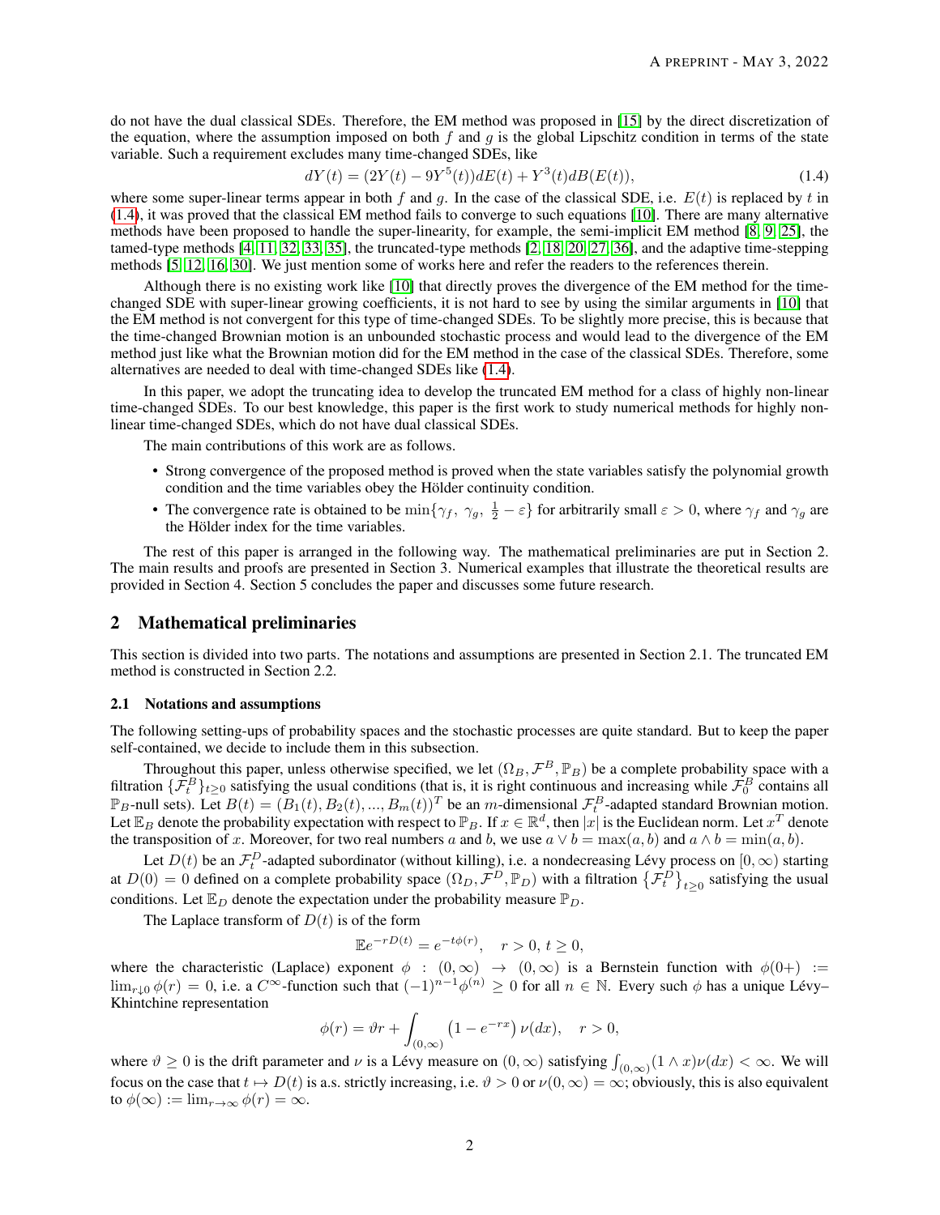do not have the dual classical SDEs. Therefore, the EM method was proposed in [15] by the direct discretization of the equation, where the assumption imposed on both $f$ and $g$ is the global Lipschitz condition in terms of the state variable. Such a requirement excludes many time-changed SDEs, like

$$dY(t) = (2Y(t) - 9Y^5(t))dE(t) + Y^3(t)dB(E(t)), \tag{1.4}$$

where some super-linear terms appear in both $f$ and $g$. In the case of the classical SDE, i.e. $E(t)$ is replaced by $t$ in (1.4), it was proved that the classical EM method fails to converge to such equations [10]. There are many alternative methods have been proposed to handle the super-linearity, for example, the semi-implicit EM method [8, 9, 25], the tamed-type methods [4, 11, 32, 33, 35], the truncated-type methods [2, 18, 20, 27, 36], and the adaptive time-stepping methods [5, 12, 16, 30]. We just mention some of works here and refer the readers to the references therein.

Although there is no existing work like [10] that directly proves the divergence of the EM method for the time-changed SDE with super-linear growing coefficients, it is not hard to see by using the similar arguments in [10] that the EM method is not convergent for this type of time-changed SDEs. To be slightly more precise, this is because that the time-changed Brownian motion is an unbounded stochastic process and would lead to the divergence of the EM method just like what the Brownian motion did for the EM method in the case of the classical SDEs. Therefore, some alternatives are needed to deal with time-changed SDEs like (1.4).

In this paper, we adopt the truncating idea to develop the truncated EM method for a class of highly non-linear time-changed SDEs. To our best knowledge, this paper is the first work to study numerical methods for highly non-linear time-changed SDEs, which do not have dual classical SDEs.

The main contributions of this work are as follows.

- Strong convergence of the proposed method is proved when the state variables satisfy the polynomial growth condition and the time variables obey the Hölder continuity condition.
- The convergence rate is obtained to be $\min\{\gamma_f,\ \gamma_g,\ \frac{1}{2}-\varepsilon\}$ for arbitrarily small $\varepsilon > 0$, where $\gamma_f$ and $\gamma_g$ are the Hölder index for the time variables.

The rest of this paper is arranged in the following way. The mathematical preliminaries are put in Section 2. The main results and proofs are presented in Section 3. Numerical examples that illustrate the theoretical results are provided in Section 4. Section 5 concludes the paper and discusses some future research.

## 2 Mathematical preliminaries

This section is divided into two parts. The notations and assumptions are presented in Section 2.1. The truncated EM method is constructed in Section 2.2.

### 2.1 Notations and assumptions

The following setting-ups of probability spaces and the stochastic processes are quite standard. But to keep the paper self-contained, we decide to include them in this subsection.

Throughout this paper, unless otherwise specified, we let $(\Omega_B, \mathcal{F}^B, \mathbb{P}_B)$ be a complete probability space with a filtration $\{\mathcal{F}^B_t\}_{t\geq 0}$ satisfying the usual conditions (that is, it is right continuous and increasing while $\mathcal{F}^B_0$ contains all $\mathbb{P}_B$-null sets). Let $B(t) = (B_1(t), B_2(t), ..., B_m(t))^T$ be an $m$-dimensional $\mathcal{F}^B_t$-adapted standard Brownian motion. Let $\mathbb{E}_B$ denote the probability expectation with respect to $\mathbb{P}_B$. If $x \in \mathbb{R}^d$, then $|x|$ is the Euclidean norm. Let $x^T$ denote the transposition of $x$. Moreover, for two real numbers $a$ and $b$, we use $a \vee b = \max(a, b)$ and $a \wedge b = \min(a, b)$.

Let $D(t)$ be an $\mathcal{F}^D_t$-adapted subordinator (without killing), i.e. a nondecreasing Lévy process on $[0, \infty)$ starting at $D(0) = 0$ defined on a complete probability space $(\Omega_D, \mathcal{F}^D, \mathbb{P}_D)$ with a filtration $\{\mathcal{F}^D_t\}_{t\geq 0}$ satisfying the usual conditions. Let $\mathbb{E}_D$ denote the expectation under the probability measure $\mathbb{P}_D$.

The Laplace transform of $D(t)$ is of the form

$$\mathbb{E}e^{-rD(t)} = e^{-t\phi(r)}, \quad r > 0,\ t \geq 0,$$

where the characteristic (Laplace) exponent $\phi : (0, \infty) \to (0, \infty)$ is a Bernstein function with $\phi(0+) := \lim_{r\downarrow 0} \phi(r) = 0$, i.e. a $C^\infty$-function such that $(-1)^{n-1}\phi^{(n)} \geq 0$ for all $n \in \mathbb{N}$. Every such $\phi$ has a unique Lévy–Khintchine representation

$$\phi(r) = \vartheta r + \int_{(0,\infty)} \left(1 - e^{-rx}\right) \nu(dx), \quad r > 0,$$

where $\vartheta \geq 0$ is the drift parameter and $\nu$ is a Lévy measure on $(0, \infty)$ satisfying $\int_{(0,\infty)} (1 \wedge x)\nu(dx) < \infty$. We will focus on the case that $t \mapsto D(t)$ is a.s. strictly increasing, i.e. $\vartheta > 0$ or $\nu(0, \infty) = \infty$; obviously, this is also equivalent to $\phi(\infty) := \lim_{r\to\infty} \phi(r) = \infty$.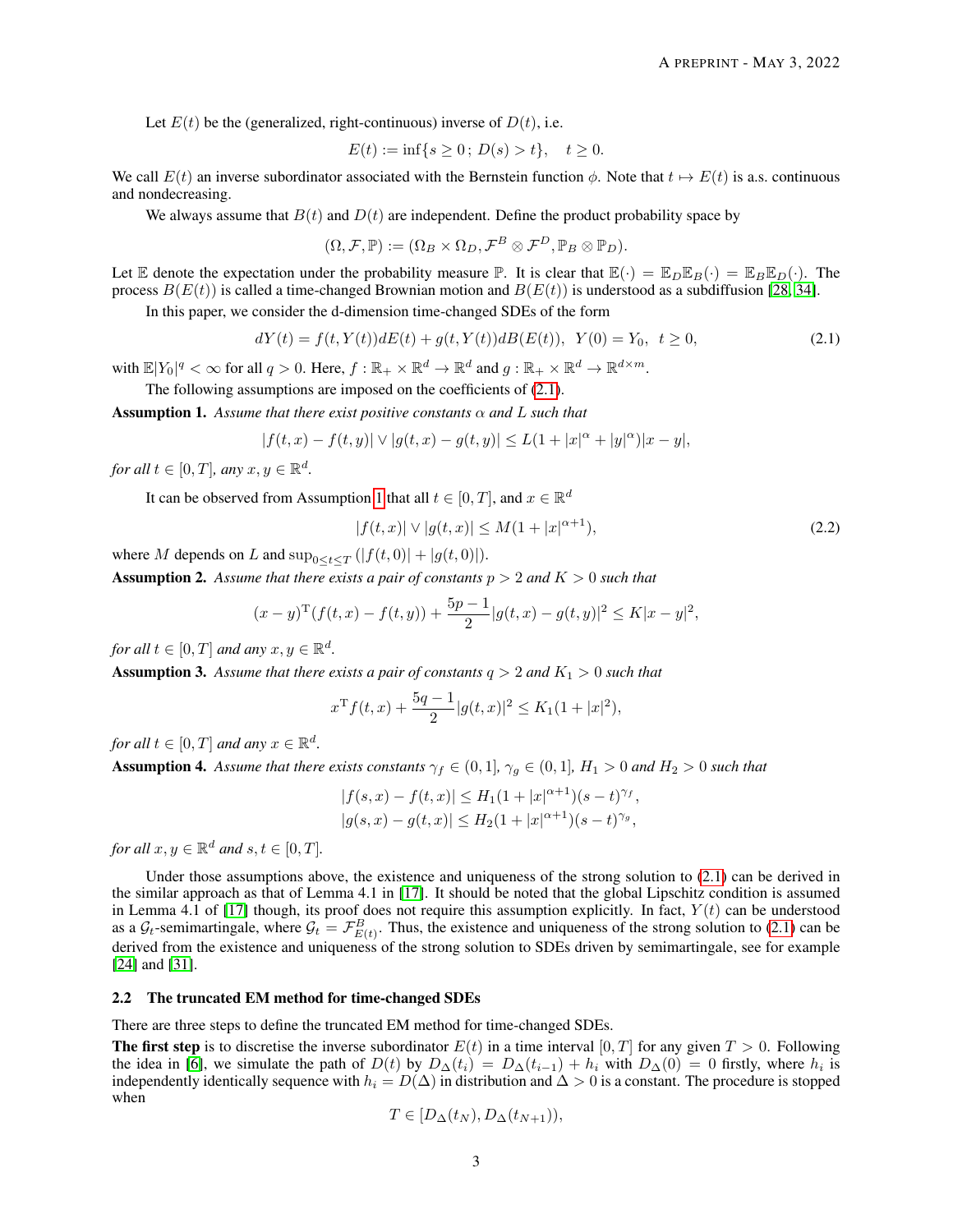Let $E(t)$ be the (generalized, right-continuous) inverse of $D(t)$, i.e.

$$E(t) := \inf\{s \geq 0\,;\, D(s) > t\}, \quad t \geq 0.$$

We call $E(t)$ an inverse subordinator associated with the Bernstein function $\phi$. Note that $t \mapsto E(t)$ is a.s. continuous and nondecreasing.

We always assume that $B(t)$ and $D(t)$ are independent. Define the product probability space by

$$(\Omega, \mathcal{F}, \mathbb{P}) := (\Omega_B \times \Omega_D, \mathcal{F}^B \otimes \mathcal{F}^D, \mathbb{P}_B \otimes \mathbb{P}_D).$$

Let $\mathbb{E}$ denote the expectation under the probability measure $\mathbb{P}$. It is clear that $\mathbb{E}(\cdot) = \mathbb{E}_D\mathbb{E}_B(\cdot) = \mathbb{E}_B\mathbb{E}_D(\cdot)$. The process $B(E(t))$ is called a time-changed Brownian motion and $B(E(t))$ is understood as a subdiffusion [28, 34].

In this paper, we consider the d-dimension time-changed SDEs of the form

$$dY(t) = f(t, Y(t))dE(t) + g(t, Y(t))dB(E(t)), \;\; Y(0) = Y_0, \;\; t \geq 0, \tag{2.1}$$

with $\mathbb{E}|Y_0|^q < \infty$ for all $q > 0$. Here, $f : \mathbb{R}_+ \times \mathbb{R}^d \to \mathbb{R}^d$ and $g : \mathbb{R}_+ \times \mathbb{R}^d \to \mathbb{R}^{d\times m}$.

The following assumptions are imposed on the coefficients of (2.1).

**Assumption 1.** *Assume that there exist positive constants $\alpha$ and $L$ such that*

$$|f(t, x) - f(t, y)| \vee |g(t, x) - g(t, y)| \leq L(1 + |x|^\alpha + |y|^\alpha)|x - y|,$$

*for all $t \in [0, T]$, any $x, y \in \mathbb{R}^d$.*

It can be observed from Assumption 1 that all $t \in [0, T]$, and $x \in \mathbb{R}^d$

$$|f(t, x)| \vee |g(t, x)| \leq M(1 + |x|^{\alpha+1}), \tag{2.2}$$

where $M$ depends on $L$ and $\sup_{0\leq t\leq T}(|f(t, 0)| + |g(t, 0)|)$.

**Assumption 2.** *Assume that there exists a pair of constants $p > 2$ and $K > 0$ such that*

$$(x - y)^{\mathrm{T}}(f(t, x) - f(t, y)) + \frac{5p - 1}{2}|g(t, x) - g(t, y)|^2 \leq K|x - y|^2,$$

*for all $t \in [0, T]$ and any $x, y \in \mathbb{R}^d$.*

**Assumption 3.** *Assume that there exists a pair of constants $q > 2$ and $K_1 > 0$ such that*

$$x^{\mathrm{T}}f(t, x) + \frac{5q - 1}{2}|g(t, x)|^2 \leq K_1(1 + |x|^2),$$

*for all $t \in [0, T]$ and any $x \in \mathbb{R}^d$.*

**Assumption 4.** *Assume that there exists constants $\gamma_f \in (0, 1]$, $\gamma_g \in (0, 1]$, $H_1 > 0$ and $H_2 > 0$ such that*

$$|f(s, x) - f(t, x)| \leq H_1(1 + |x|^{\alpha+1})(s - t)^{\gamma_f},$$
$$|g(s, x) - g(t, x)| \leq H_2(1 + |x|^{\alpha+1})(s - t)^{\gamma_g},$$

*for all $x, y \in \mathbb{R}^d$ and $s, t \in [0, T]$.*

Under those assumptions above, the existence and uniqueness of the strong solution to (2.1) can be derived in the similar approach as that of Lemma 4.1 in [17]. It should be noted that the global Lipschitz condition is assumed in Lemma 4.1 of [17] though, its proof does not require this assumption explicitly. In fact, $Y(t)$ can be understood as a $\mathcal{G}_t$-semimartingale, where $\mathcal{G}_t = \mathcal{F}^B_{E(t)}$. Thus, the existence and uniqueness of the strong solution to (2.1) can be derived from the existence and uniqueness of the strong solution to SDEs driven by semimartingale, see for example [24] and [31].

### 2.2 The truncated EM method for time-changed SDEs

There are three steps to define the truncated EM method for time-changed SDEs.

**The first step** is to discretise the inverse subordinator $E(t)$ in a time interval $[0, T]$ for any given $T > 0$. Following the idea in [6], we simulate the path of $D(t)$ by $D_\Delta(t_i) = D_\Delta(t_{i-1}) + h_i$ with $D_\Delta(0) = 0$ firstly, where $h_i$ is independently identically sequence with $h_i = D(\Delta)$ in distribution and $\Delta > 0$ is a constant. The procedure is stopped when

$$T \in [D_\Delta(t_N), D_\Delta(t_{N+1})),$$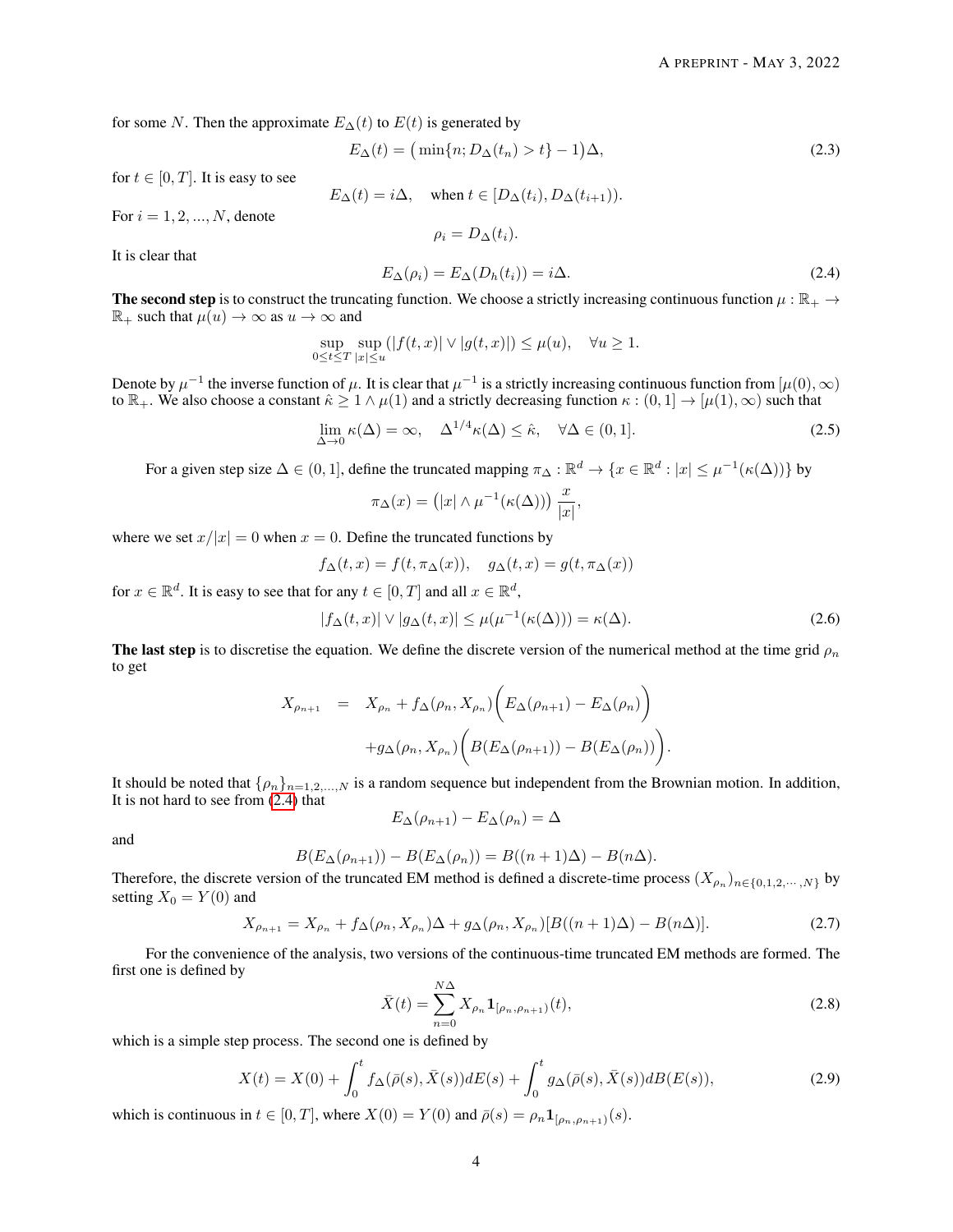for some $N$. Then the approximate $E_\Delta(t)$ to $E(t)$ is generated by

$$E_\Delta(t) = \big(\min\{n; D_\Delta(t_n) > t\} - 1\big)\Delta, \tag{2.3}$$

for $t \in [0, T]$. It is easy to see

$$E_\Delta(t) = i\Delta, \quad \text{when } t \in [D_\Delta(t_i), D_\Delta(t_{i+1})).$$

For $i = 1, 2, ..., N$, denote

$$\rho_i = D_\Delta(t_i).$$

It is clear that

$$E_\Delta(\rho_i) = E_\Delta(D_h(t_i)) = i\Delta. \tag{2.4}$$

**The second step** is to construct the truncating function. We choose a strictly increasing continuous function $\mu : \mathbb{R}_+ \to \mathbb{R}_+$ such that $\mu(u) \to \infty$ as $u \to \infty$ and

$$\sup_{0 \le t \le T} \sup_{|x| \le u} (|f(t,x)| \vee |g(t,x)|) \le \mu(u), \quad \forall u \ge 1.$$

Denote by $\mu^{-1}$ the inverse function of $\mu$. It is clear that $\mu^{-1}$ is a strictly increasing continuous function from $[\mu(0), \infty)$ to $\mathbb{R}_+$. We also choose a constant $\hat{\kappa} \ge 1 \wedge \mu(1)$ and a strictly decreasing function $\kappa : (0, 1] \to [\mu(1), \infty)$ such that

$$\lim_{\Delta \to 0} \kappa(\Delta) = \infty, \quad \Delta^{1/4}\kappa(\Delta) \le \hat{\kappa}, \quad \forall \Delta \in (0, 1]. \tag{2.5}$$

For a given step size $\Delta \in (0, 1]$, define the truncated mapping $\pi_\Delta : \mathbb{R}^d \to \{x \in \mathbb{R}^d : |x| \le \mu^{-1}(\kappa(\Delta))\}$ by

$$\pi_\Delta(x) = \big(|x| \wedge \mu^{-1}(\kappa(\Delta))\big) \frac{x}{|x|},$$

where we set $x/|x| = 0$ when $x = 0$. Define the truncated functions by

$$f_\Delta(t,x) = f(t, \pi_\Delta(x)), \quad g_\Delta(t,x) = g(t, \pi_\Delta(x))$$

for $x \in \mathbb{R}^d$. It is easy to see that for any $t \in [0, T]$ and all $x \in \mathbb{R}^d$,

$$|f_\Delta(t,x)| \vee |g_\Delta(t,x)| \le \mu(\mu^{-1}(\kappa(\Delta))) = \kappa(\Delta). \tag{2.6}$$

**The last step** is to discretise the equation. We define the discrete version of the numerical method at the time grid $\rho_n$ to get

$$\begin{aligned} X_{\rho_{n+1}} &= X_{\rho_n} + f_\Delta(\rho_n, X_{\rho_n})\Big(E_\Delta(\rho_{n+1}) - E_\Delta(\rho_n)\Big) \\ &\quad + g_\Delta(\rho_n, X_{\rho_n})\Big(B(E_\Delta(\rho_{n+1})) - B(E_\Delta(\rho_n))\Big). \end{aligned}$$

It should be noted that $\{\rho_n\}_{n=1,2,...,N}$ is a random sequence but independent from the Brownian motion. In addition, It is not hard to see from (2.4) that

$$E_\Delta(\rho_{n+1}) - E_\Delta(\rho_n) = \Delta$$

and

$$B(E_\Delta(\rho_{n+1})) - B(E_\Delta(\rho_n)) = B((n+1)\Delta) - B(n\Delta).$$

Therefore, the discrete version of the truncated EM method is defined a discrete-time process $(X_{\rho_n})_{n \in \{0,1,2,\cdots,N\}}$ by setting $X_0 = Y(0)$ and

$$X_{\rho_{n+1}} = X_{\rho_n} + f_\Delta(\rho_n, X_{\rho_n})\Delta + g_\Delta(\rho_n, X_{\rho_n})[B((n+1)\Delta) - B(n\Delta)]. \tag{2.7}$$

For the convenience of the analysis, two versions of the continuous-time truncated EM methods are formed. The first one is defined by

$$\bar{X}(t) = \sum_{n=0}^{N\Delta} X_{\rho_n} \mathbf{1}_{[\rho_n, \rho_{n+1})}(t), \tag{2.8}$$

which is a simple step process. The second one is defined by

$$X(t) = X(0) + \int_0^t f_\Delta(\bar{\rho}(s), \bar{X}(s))dE(s) + \int_0^t g_\Delta(\bar{\rho}(s), \bar{X}(s))dB(E(s)), \tag{2.9}$$

which is continuous in $t \in [0, T]$, where $X(0) = Y(0)$ and $\bar{\rho}(s) = \rho_n \mathbf{1}_{[\rho_n, \rho_{n+1})}(s)$.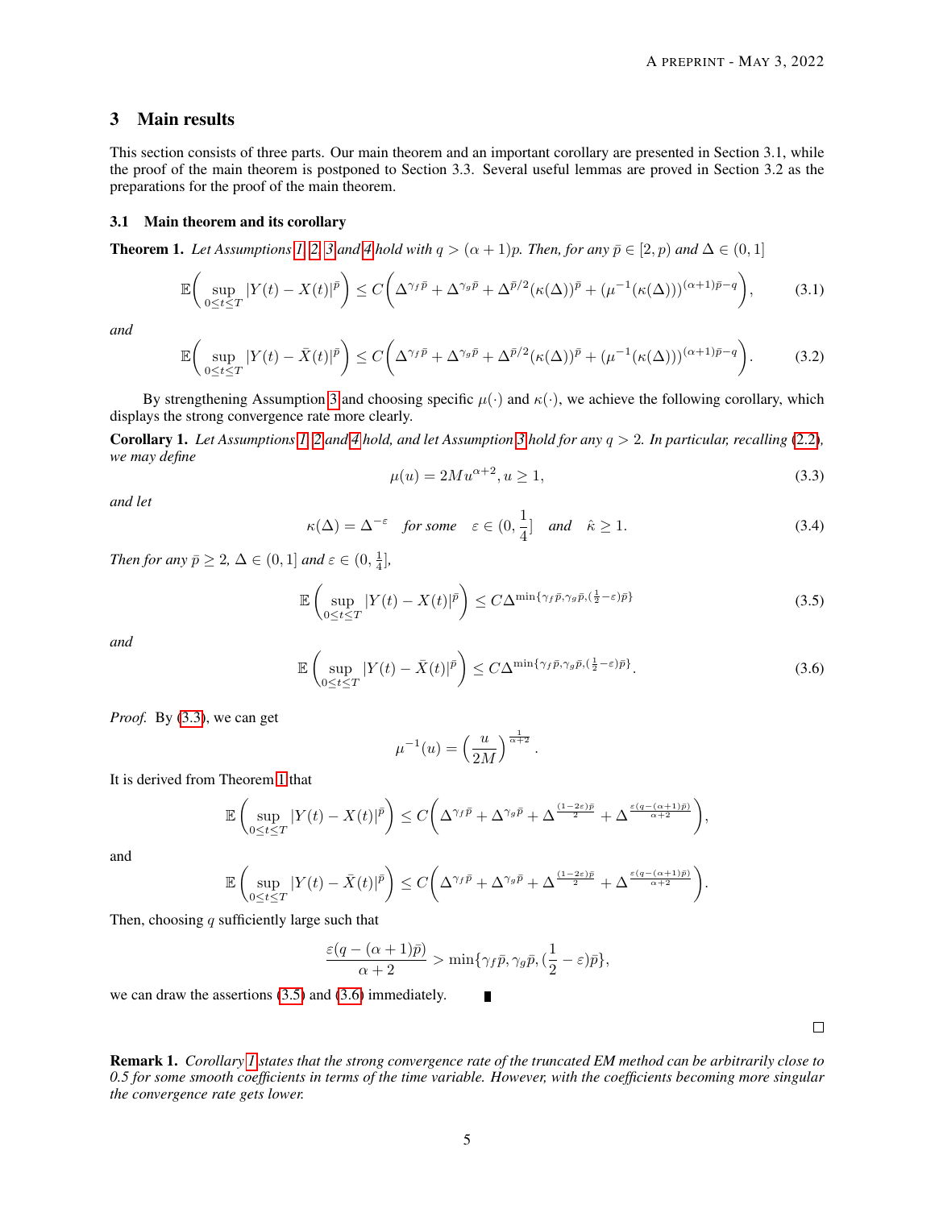## 3 Main results

This section consists of three parts. Our main theorem and an important corollary are presented in Section 3.1, while the proof of the main theorem is postponed to Section 3.3. Several useful lemmas are proved in Section 3.2 as the preparations for the proof of the main theorem.

### 3.1 Main theorem and its corollary

**Theorem 1.** *Let Assumptions 1, 2, 3 and 4 hold with $q > (\alpha+1)p$. Then, for any $\bar{p} \in [2, p)$ and $\Delta \in (0, 1]$*

$$\mathbb{E}\bigg(\sup_{0\le t\le T}|Y(t)-X(t)|^{\bar{p}}\bigg) \le C\bigg(\Delta^{\gamma_f\bar{p}} + \Delta^{\gamma_g\bar{p}} + \Delta^{\bar{p}/2}(\kappa(\Delta))^{\bar{p}} + (\mu^{-1}(\kappa(\Delta)))^{(\alpha+1)\bar{p}-q}\bigg), \tag{3.1}$$

*and*

$$\mathbb{E}\bigg(\sup_{0\le t\le T}|Y(t)-\bar{X}(t)|^{\bar{p}}\bigg) \le C\bigg(\Delta^{\gamma_f\bar{p}} + \Delta^{\gamma_g\bar{p}} + \Delta^{\bar{p}/2}(\kappa(\Delta))^{\bar{p}} + (\mu^{-1}(\kappa(\Delta)))^{(\alpha+1)\bar{p}-q}\bigg). \tag{3.2}$$

By strengthening Assumption 3 and choosing specific $\mu(\cdot)$ and $\kappa(\cdot)$, we achieve the following corollary, which displays the strong convergence rate more clearly.

**Corollary 1.** *Let Assumptions 1, 2 and 4 hold, and let Assumption 3 hold for any $q > 2$. In particular, recalling (2.2), we may define*

$$\mu(u) = 2Mu^{\alpha+2}, u \ge 1, \tag{3.3}$$

*and let*

$$\kappa(\Delta) = \Delta^{-\varepsilon} \quad \text{for some} \quad \varepsilon \in (0, \frac{1}{4}] \quad \text{and} \quad \hat{\kappa} \ge 1. \tag{3.4}$$

*Then for any $\bar{p} \ge 2$, $\Delta \in (0, 1]$ and $\varepsilon \in (0, \frac{1}{4}]$,*

$$\mathbb{E}\left(\sup_{0\le t\le T}|Y(t)-X(t)|^{\bar{p}}\right) \le C\Delta^{\min\{\gamma_f\bar{p},\gamma_g\bar{p},(\frac{1}{2}-\varepsilon)\bar{p}\}} \tag{3.5}$$

*and*

$$\mathbb{E}\left(\sup_{0\le t\le T}|Y(t)-\bar{X}(t)|^{\bar{p}}\right) \le C\Delta^{\min\{\gamma_f\bar{p},\gamma_g\bar{p},(\frac{1}{2}-\varepsilon)\bar{p}\}}. \tag{3.6}$$

*Proof.* By (3.3), we can get

$$\mu^{-1}(u) = \left(\frac{u}{2M}\right)^{\frac{1}{\alpha+2}}.$$

It is derived from Theorem 1 that

$$\mathbb{E}\left(\sup_{0\le t\le T}|Y(t)-X(t)|^{\bar{p}}\right) \le C\bigg(\Delta^{\gamma_f\bar{p}} + \Delta^{\gamma_g\bar{p}} + \Delta^{\frac{(1-2\varepsilon)\bar{p}}{2}} + \Delta^{\frac{\varepsilon(q-(\alpha+1)\bar{p})}{\alpha+2}}\bigg),$$

and

$$\mathbb{E}\left(\sup_{0\le t\le T}|Y(t)-\bar{X}(t)|^{\bar{p}}\right) \le C\bigg(\Delta^{\gamma_f\bar{p}} + \Delta^{\gamma_g\bar{p}} + \Delta^{\frac{(1-2\varepsilon)\bar{p}}{2}} + \Delta^{\frac{\varepsilon(q-(\alpha+1)\bar{p})}{\alpha+2}}\bigg).$$

Then, choosing $q$ sufficiently large such that

$$\frac{\varepsilon(q-(\alpha+1)\bar{p})}{\alpha+2} > \min\{\gamma_f\bar{p}, \gamma_g\bar{p}, (\frac{1}{2}-\varepsilon)\bar{p}\},$$

we can draw the assertions (3.5) and (3.6) immediately. ∎

□

**Remark 1.** *Corollary 1 states that the strong convergence rate of the truncated EM method can be arbitrarily close to 0.5 for some smooth coefficients in terms of the time variable. However, with the coefficients becoming more singular the convergence rate gets lower.*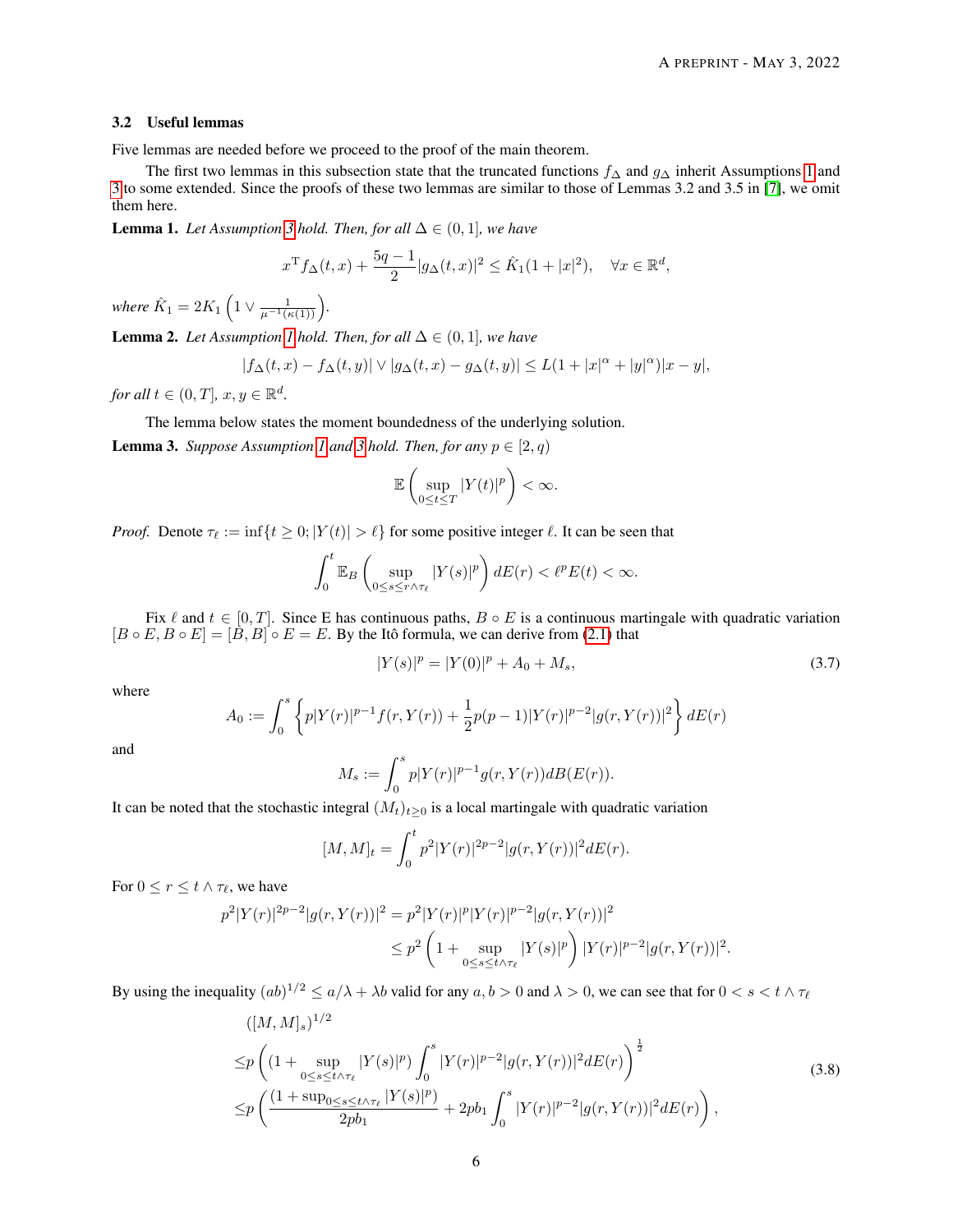### 3.2 Useful lemmas

Five lemmas are needed before we proceed to the proof of the main theorem.

The first two lemmas in this subsection state that the truncated functions $f_\Delta$ and $g_\Delta$ inherit Assumptions 1 and 3 to some extended. Since the proofs of these two lemmas are similar to those of Lemmas 3.2 and 3.5 in [7], we omit them here.

**Lemma 1.** *Let Assumption 3 hold. Then, for all* $\Delta \in (0, 1]$*, we have*

$$x^{\mathrm{T}} f_\Delta(t, x) + \frac{5q-1}{2}|g_\Delta(t, x)|^2 \leq \hat{K}_1(1 + |x|^2), \quad \forall x \in \mathbb{R}^d,$$

*where* $\hat{K}_1 = 2K_1\left(1 \vee \frac{1}{\mu^{-1}(\kappa(1))}\right)$.

**Lemma 2.** *Let Assumption 1 hold. Then, for all* $\Delta \in (0, 1]$*, we have*

$$|f_\Delta(t, x) - f_\Delta(t, y)| \vee |g_\Delta(t, x) - g_\Delta(t, y)| \leq L(1 + |x|^\alpha + |y|^\alpha)|x - y|,$$

*for all* $t \in (0, T]$*,* $x, y \in \mathbb{R}^d$.

The lemma below states the moment boundedness of the underlying solution.

**Lemma 3.** *Suppose Assumption 1 and 3 hold. Then, for any* $p \in [2, q)$

$$\mathbb{E}\left(\sup_{0\leq t\leq T}|Y(t)|^p\right) < \infty.$$

*Proof.* Denote $\tau_\ell := \inf\{t \geq 0; |Y(t)| > \ell\}$ for some positive integer $\ell$. It can be seen that

$$\int_0^t \mathbb{E}_B\left(\sup_{0\leq s\leq r\wedge\tau_\ell}|Y(s)|^p\right) dE(r) < \ell^p E(t) < \infty.$$

Fix $\ell$ and $t \in [0, T]$. Since E has continuous paths, $B \circ E$ is a continuous martingale with quadratic variation $[B \circ E, B \circ E] = [B, B] \circ E = E$. By the Itô formula, we can derive from (2.1) that

$$|Y(s)|^p = |Y(0)|^p + A_0 + M_s, \tag{3.7}$$

where

$$A_0 := \int_0^s \left\{p|Y(r)|^{p-1} f(r, Y(r)) + \frac{1}{2}p(p-1)|Y(r)|^{p-2}|g(r, Y(r))|^2\right\} dE(r)$$

and

$$M_s := \int_0^s p|Y(r)|^{p-1} g(r, Y(r)) dB(E(r)).$$

It can be noted that the stochastic integral $(M_t)_{t\geq 0}$ is a local martingale with quadratic variation

$$[M, M]_t = \int_0^t p^2|Y(r)|^{2p-2}|g(r, Y(r))|^2 dE(r).$$

For $0 \leq r \leq t \wedge \tau_\ell$, we have

$$\begin{aligned}
p^2|Y(r)|^{2p-2}|g(r, Y(r))|^2 &= p^2|Y(r)|^p|Y(r)|^{p-2}|g(r, Y(r))|^2 \\
&\leq p^2\left(1 + \sup_{0\leq s\leq t\wedge\tau_\ell}|Y(s)|^p\right)|Y(r)|^{p-2}|g(r, Y(r))|^2.
\end{aligned}$$

By using the inequality $(ab)^{1/2} \leq a/\lambda + \lambda b$ valid for any $a, b > 0$ and $\lambda > 0$, we can see that for $0 < s < t \wedge \tau_\ell$

$$\begin{aligned}
&([M, M]_s)^{1/2} \\
\leq& p\left((1 + \sup_{0\leq s\leq t\wedge\tau_\ell}|Y(s)|^p)\int_0^s |Y(r)|^{p-2}|g(r, Y(r))|^2 dE(r)\right)^{\frac{1}{2}} \\
\leq& p\left(\frac{(1 + \sup_{0\leq s\leq t\wedge\tau_\ell}|Y(s)|^p)}{2pb_1} + 2pb_1\int_0^s |Y(r)|^{p-2}|g(r, Y(r))|^2 dE(r)\right),
\end{aligned} \tag{3.8}$$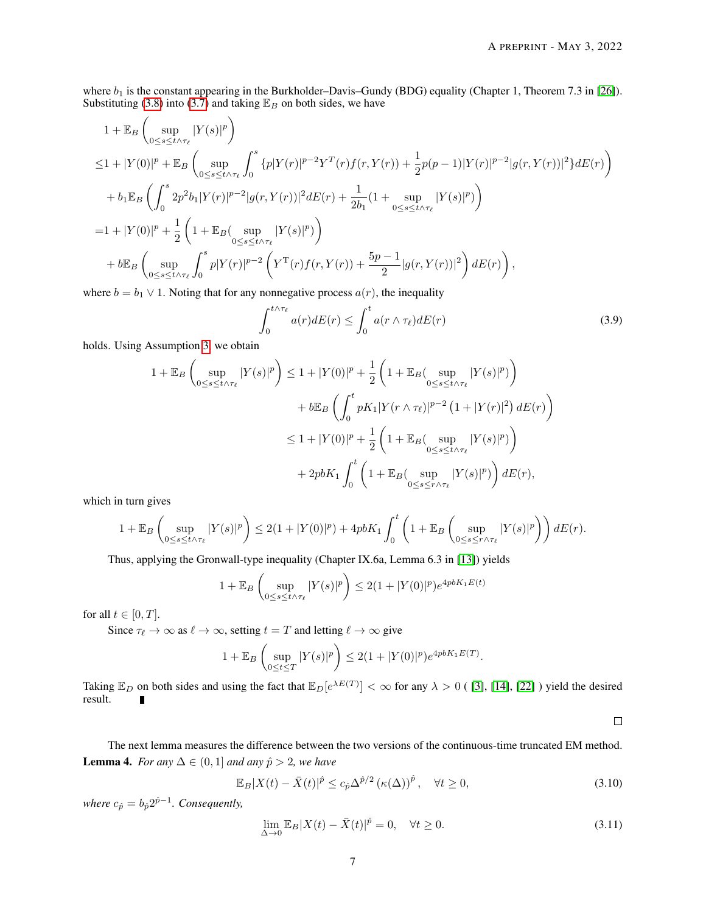where $b_1$ is the constant appearing in the Burkholder–Davis–Gundy (BDG) equality (Chapter 1, Theorem 7.3 in [26]). Substituting (3.8) into (3.7) and taking $\mathbb{E}_B$ on both sides, we have

$$
\begin{aligned}
&1 + \mathbb{E}_B\left(\sup_{0\le s\le t\wedge\tau_\ell} |Y(s)|^p\right) \\
\le& 1 + |Y(0)|^p + \mathbb{E}_B\left(\sup_{0\le s\le t\wedge\tau_\ell} \int_0^s \{p|Y(r)|^{p-2}Y^T(r)f(r,Y(r)) + \frac{1}{2}p(p-1)|Y(r)|^{p-2}|g(r,Y(r))|^2\}dE(r)\right) \\
&+ b_1\mathbb{E}_B\left(\int_0^s 2p^2 b_1 |Y(r)|^{p-2}|g(r,Y(r))|^2 dE(r) + \frac{1}{2b_1}(1 + \sup_{0\le s\le t\wedge\tau_\ell}|Y(s)|^p)\right) \\
=& 1 + |Y(0)|^p + \frac{1}{2}\left(1 + \mathbb{E}_B(\sup_{0\le s\le t\wedge\tau_\ell}|Y(s)|^p)\right) \\
&+ b\mathbb{E}_B\left(\sup_{0\le s\le t\wedge\tau_\ell}\int_0^s p|Y(r)|^{p-2}\left(Y^T(r)f(r,Y(r)) + \frac{5p-1}{2}|g(r,Y(r))|^2\right)dE(r)\right),
\end{aligned}
$$

where $b = b_1 \vee 1$. Noting that for any nonnegative process $a(r)$, the inequality

$$
\int_0^{t\wedge\tau_\ell} a(r)dE(r) \le \int_0^t a(r\wedge\tau_\ell)dE(r) \tag{3.9}
$$

holds. Using Assumption 3, we obtain

$$
\begin{aligned}
1 + \mathbb{E}_B\left(\sup_{0\le s\le t\wedge\tau_\ell}|Y(s)|^p\right) \le& 1 + |Y(0)|^p + \frac{1}{2}\left(1 + \mathbb{E}_B(\sup_{0\le s\le t\wedge\tau_\ell}|Y(s)|^p)\right) \\
&+ b\mathbb{E}_B\left(\int_0^t pK_1|Y(r\wedge\tau_\ell)|^{p-2}\left(1 + |Y(r)|^2\right)dE(r)\right) \\
\le& 1 + |Y(0)|^p + \frac{1}{2}\left(1 + \mathbb{E}_B(\sup_{0\le s\le t\wedge\tau_\ell}|Y(s)|^p)\right) \\
&+ 2pbK_1\int_0^t\left(1 + \mathbb{E}_B(\sup_{0\le s\le r\wedge\tau_\ell}|Y(s)|^p)\right)dE(r),
\end{aligned}
$$

which in turn gives

$$
1 + \mathbb{E}_B\left(\sup_{0\le s\le t\wedge\tau_\ell}|Y(s)|^p\right) \le 2(1 + |Y(0)|^p) + 4pbK_1\int_0^t\left(1 + \mathbb{E}_B\left(\sup_{0\le s\le r\wedge\tau_\ell}|Y(s)|^p\right)\right)dE(r).
$$

Thus, applying the Gronwall-type inequality (Chapter IX.6a, Lemma 6.3 in [13]) yields

$$
1 + \mathbb{E}_B\left(\sup_{0\le s\le t\wedge\tau_\ell}|Y(s)|^p\right) \le 2(1 + |Y(0)|^p)e^{4pbK_1E(t)}
$$

for all $t \in [0,T]$.

Since $\tau_\ell \to \infty$ as $\ell \to \infty$, setting $t = T$ and letting $\ell \to \infty$ give

$$
1 + \mathbb{E}_B\left(\sup_{0\le t\le T}|Y(s)|^p\right) \le 2(1 + |Y(0)|^p)e^{4pbK_1E(T)}.
$$

Taking $\mathbb{E}_D$ on both sides and using the fact that $\mathbb{E}_D[e^{\lambda E(T)}] < \infty$ for any $\lambda > 0$ ( [3], [14], [22] ) yield the desired result. ∎

□

The next lemma measures the difference between the two versions of the continuous-time truncated EM method.

**Lemma 4.** *For any $\Delta \in (0,1]$ and any $\hat{p} > 2$, we have*

$$
\mathbb{E}_B|X(t) - \bar{X}(t)|^{\hat{p}} \le c_{\hat{p}}\Delta^{\hat{p}/2}\left(\kappa(\Delta)\right)^{\hat{p}}, \quad \forall t \ge 0, \tag{3.10}
$$

*where $c_{\hat{p}} = b_{\hat{p}}2^{\hat{p}-1}$. Consequently,*

$$
\lim_{\Delta\to 0}\mathbb{E}_B|X(t) - \bar{X}(t)|^{\hat{p}} = 0, \quad \forall t \ge 0. \tag{3.11}
$$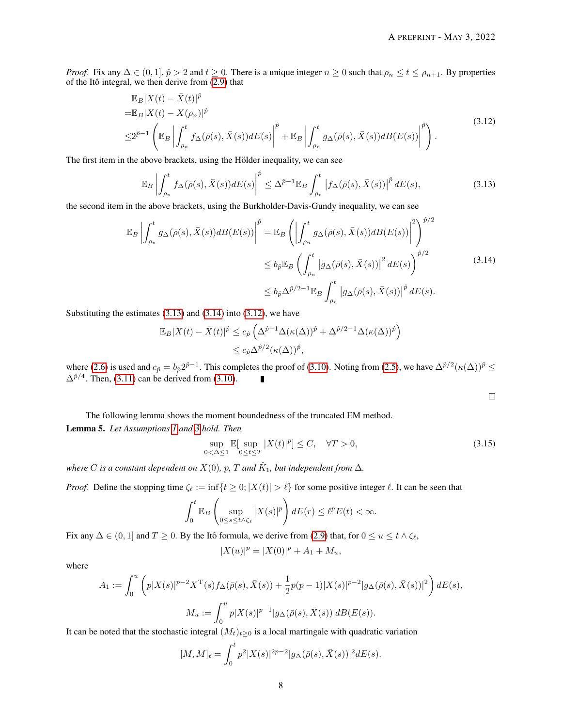*Proof.* Fix any $\Delta \in (0, 1]$, $\hat{p} > 2$ and $t \geq 0$. There is a unique integer $n \geq 0$ such that $\rho_n \leq t \leq \rho_{n+1}$. By properties of the Itô integral, we then derive from (2.9) that

$$
\begin{aligned}
&\mathbb{E}_B|X(t) - \bar{X}(t)|^{\hat{p}} \\
=&\mathbb{E}_B|X(t) - X(\rho_n)|^{\hat{p}} \\
\leq& 2^{\hat{p}-1}\left(\mathbb{E}_B\left|\int_{\rho_n}^t f_\Delta(\bar{\rho}(s), \bar{X}(s))dE(s)\right|^{\hat{p}} + \mathbb{E}_B\left|\int_{\rho_n}^t g_\Delta(\bar{\rho}(s), \bar{X}(s))dB(E(s))\right|^{\hat{p}}\right).
\end{aligned}
\tag{3.12}
$$

The first item in the above brackets, using the Hölder inequality, we can see

$$
\mathbb{E}_B\left|\int_{\rho_n}^t f_\Delta(\bar{\rho}(s), \bar{X}(s))dE(s)\right|^{\hat{p}} \leq \Delta^{\hat{p}-1}\mathbb{E}_B\int_{\rho_n}^t \left|f_\Delta(\bar{\rho}(s), \bar{X}(s))\right|^{\hat{p}} dE(s),
\tag{3.13}
$$

the second item in the above brackets, using the Burkholder-Davis-Gundy inequality, we can see

$$
\begin{aligned}
\mathbb{E}_B\left|\int_{\rho_n}^t g_\Delta(\bar{\rho}(s), \bar{X}(s))dB(E(s))\right|^{\hat{p}} &= \mathbb{E}_B\left(\left|\int_{\rho_n}^t g_\Delta(\bar{\rho}(s), \bar{X}(s))dB(E(s))\right|^2\right)^{\hat{p}/2} \\
&\leq b_{\hat{p}}\mathbb{E}_B\left(\int_{\rho_n}^t \left|g_\Delta(\bar{\rho}(s), \bar{X}(s))\right|^2 dE(s)\right)^{\hat{p}/2} \\
&\leq b_{\hat{p}}\Delta^{\hat{p}/2-1}\mathbb{E}_B\int_{\rho_n}^t \left|g_\Delta(\bar{\rho}(s), \bar{X}(s))\right|^{\hat{p}} dE(s).
\end{aligned}
\tag{3.14}
$$

Substituting the estimates (3.13) and (3.14) into (3.12), we have

$$
\begin{aligned}
\mathbb{E}_B|X(t) - \bar{X}(t)|^{\hat{p}} &\leq c_{\hat{p}}\left(\Delta^{\hat{p}-1}\Delta(\kappa(\Delta))^{\hat{p}} + \Delta^{\hat{p}/2-1}\Delta(\kappa(\Delta))^{\hat{p}}\right) \\
&\leq c_{\hat{p}}\Delta^{\hat{p}/2}(\kappa(\Delta))^{\hat{p}},
\end{aligned}
$$

where (2.6) is used and $c_{\hat{p}} = b_{\hat{p}}2^{\hat{p}-1}$. This completes the proof of (3.10). Noting from (2.5), we have $\Delta^{\hat{p}/2}(\kappa(\Delta))^{\hat{p}} \leq \Delta^{\hat{p}/4}$. Then, (3.11) can be derived from (3.10). ∎

□

The following lemma shows the moment boundedness of the truncated EM method.

**Lemma 5.** *Let Assumptions 1 and 3 hold. Then*

$$
\sup_{0<\Delta\leq 1}\mathbb{E}[\sup_{0\leq t\leq T}|X(t)|^p] \leq C, \quad \forall T > 0,
\tag{3.15}
$$

*where $C$ is a constant dependent on $X(0)$, $p$, $T$ and $\hat{K}_1$, but independent from $\Delta$.*

*Proof.* Define the stopping time $\zeta_\ell := \inf\{t \geq 0; |X(t)| > \ell\}$ for some positive integer $\ell$. It can be seen that

$$
\int_0^t \mathbb{E}_B\left(\sup_{0\leq s\leq t\wedge\zeta_\ell}|X(s)|^p\right)dE(r) \leq \ell^p E(t) < \infty.
$$

Fix any $\Delta \in (0, 1]$ and $T \geq 0$. By the Itô formula, we derive from (2.9) that, for $0 \leq u \leq t \wedge \zeta_\ell$,

$$
|X(u)|^p = |X(0)|^p + A_1 + M_u,
$$

where

$$
A_1 := \int_0^u \left(p|X(s)|^{p-2}X^{\mathrm{T}}(s)f_\Delta(\bar{\rho}(s), \bar{X}(s)) + \frac{1}{2}p(p-1)|X(s)|^{p-2}|g_\Delta(\bar{\rho}(s), \bar{X}(s))|^2\right)dE(s),
$$

$$
M_u := \int_0^u p|X(s)|^{p-1}|g_\Delta(\bar{\rho}(s), \bar{X}(s))|dB(E(s)).
$$

It can be noted that the stochastic integral $(M_t)_{t\geq 0}$ is a local martingale with quadratic variation

$$
[M, M]_t = \int_0^t p^2|X(s)|^{2p-2}|g_\Delta(\bar{\rho}(s), \bar{X}(s))|^2 dE(s).
$$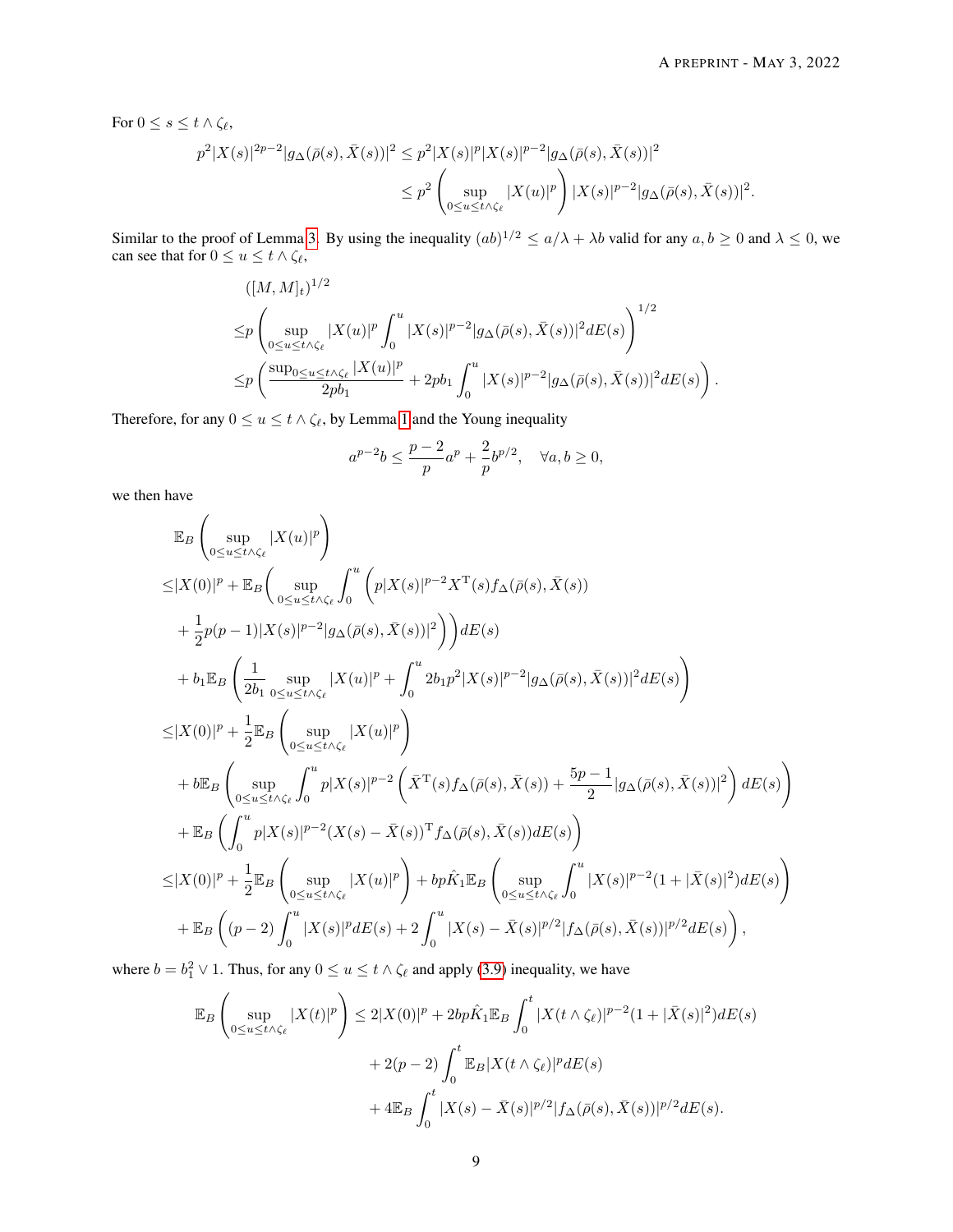For $0 \le s \le t \wedge \zeta_\ell$,

$$
\begin{aligned}
p^2|X(s)|^{2p-2}|g_\Delta(\bar\rho(s),\bar X(s))|^2 &\le p^2|X(s)|^p|X(s)|^{p-2}|g_\Delta(\bar\rho(s),\bar X(s))|^2\\
&\le p^2\left(\sup_{0\le u\le t\wedge\zeta_\ell}|X(u)|^p\right)|X(s)|^{p-2}|g_\Delta(\bar\rho(s),\bar X(s))|^2.
\end{aligned}
$$

Similar to the proof of Lemma 3. By using the inequality $(ab)^{1/2} \le a/\lambda + \lambda b$ valid for any $a, b \ge 0$ and $\lambda \le 0$, we can see that for $0 \le u \le t \wedge \zeta_\ell$,

$$
\begin{aligned}
&([M,M]_t)^{1/2}\\
\le& p\left(\sup_{0\le u\le t\wedge\zeta_\ell}|X(u)|^p\int_0^u|X(s)|^{p-2}|g_\Delta(\bar\rho(s),\bar X(s))|^2dE(s)\right)^{1/2}\\
\le& p\left(\frac{\sup_{0\le u\le t\wedge\zeta_\ell}|X(u)|^p}{2pb_1}+2pb_1\int_0^u|X(s)|^{p-2}|g_\Delta(\bar\rho(s),\bar X(s))|^2dE(s)\right).
\end{aligned}
$$

Therefore, for any $0 \le u \le t \wedge \zeta_\ell$, by Lemma 1 and the Young inequality

$$
a^{p-2}b \le \frac{p-2}{p}a^p + \frac{2}{p}b^{p/2}, \quad \forall a, b \ge 0,
$$

we then have

$$
\begin{aligned}
&\mathbb{E}_B\left(\sup_{0\le u\le t\wedge\zeta_\ell}|X(u)|^p\right)\\
\le&|X(0)|^p+\mathbb{E}_B\bigg(\sup_{0\le u\le t\wedge\zeta_\ell}\int_0^u\Big(p|X(s)|^{p-2}X^{\mathrm T}(s)f_\Delta(\bar\rho(s),\bar X(s))\\
&+\frac12p(p-1)|X(s)|^{p-2}|g_\Delta(\bar\rho(s),\bar X(s))|^2\Big)\bigg)dE(s)\\
&+b_1\mathbb{E}_B\left(\frac{1}{2b_1}\sup_{0\le u\le t\wedge\zeta_\ell}|X(u)|^p+\int_0^u2b_1p^2|X(s)|^{p-2}|g_\Delta(\bar\rho(s),\bar X(s))|^2dE(s)\right)\\
\le&|X(0)|^p+\frac12\mathbb{E}_B\left(\sup_{0\le u\le t\wedge\zeta_\ell}|X(u)|^p\right)\\
&+b\mathbb{E}_B\left(\sup_{0\le u\le t\wedge\zeta_\ell}\int_0^up|X(s)|^{p-2}\left(\bar X^{\mathrm T}(s)f_\Delta(\bar\rho(s),\bar X(s))+\frac{5p-1}{2}|g_\Delta(\bar\rho(s),\bar X(s))|^2\right)dE(s)\right)\\
&+\mathbb{E}_B\left(\int_0^up|X(s)|^{p-2}(X(s)-\bar X(s))^{\mathrm T}f_\Delta(\bar\rho(s),\bar X(s))dE(s)\right)\\
\le&|X(0)|^p+\frac12\mathbb{E}_B\left(\sup_{0\le u\le t\wedge\zeta_\ell}|X(u)|^p\right)+bp\hat K_1\mathbb{E}_B\left(\sup_{0\le u\le t\wedge\zeta_\ell}\int_0^u|X(s)|^{p-2}(1+|\bar X(s)|^2)dE(s)\right)\\
&+\mathbb{E}_B\left((p-2)\int_0^u|X(s)|^pdE(s)+2\int_0^u|X(s)-\bar X(s)|^{p/2}|f_\Delta(\bar\rho(s),\bar X(s))|^{p/2}dE(s)\right),
\end{aligned}
$$

where $b = b_1^2 \vee 1$. Thus, for any $0 \le u \le t \wedge \zeta_\ell$ and apply (3.9) inequality, we have

$$
\begin{aligned}
\mathbb{E}_B\left(\sup_{0\le u\le t\wedge\zeta_\ell}|X(t)|^p\right)\le&2|X(0)|^p+2bp\hat K_1\mathbb{E}_B\int_0^t|X(t\wedge\zeta_\ell)|^{p-2}(1+|\bar X(s)|^2)dE(s)\\
&+2(p-2)\int_0^t\mathbb{E}_B|X(t\wedge\zeta_\ell)|^pdE(s)\\
&+4\mathbb{E}_B\int_0^t|X(s)-\bar X(s)|^{p/2}|f_\Delta(\bar\rho(s),\bar X(s))|^{p/2}dE(s).
\end{aligned}
$$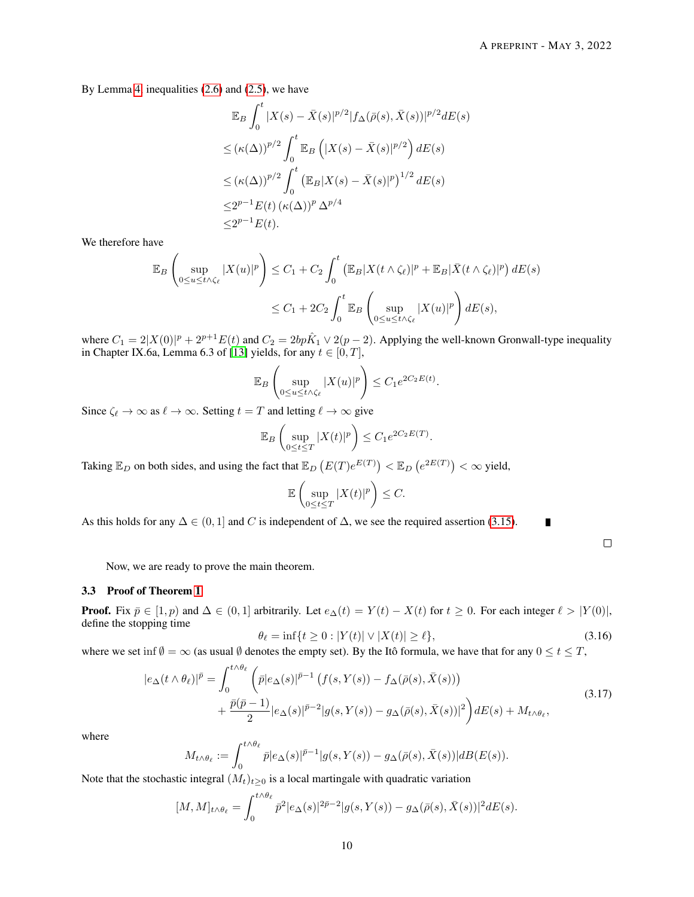By Lemma 4, inequalities (2.6) and (2.5), we have

$$
\begin{aligned}
&\mathbb{E}_B \int_0^t |X(s) - \bar{X}(s)|^{p/2} |f_\Delta(\bar{\rho}(s), \bar{X}(s))|^{p/2} dE(s) \\
&\leq (\kappa(\Delta))^{p/2} \int_0^t \mathbb{E}_B \left( |X(s) - \bar{X}(s)|^{p/2} \right) dE(s) \\
&\leq (\kappa(\Delta))^{p/2} \int_0^t \left( \mathbb{E}_B |X(s) - \bar{X}(s)|^p \right)^{1/2} dE(s) \\
&\leq 2^{p-1} E(t) \left(\kappa(\Delta)\right)^p \Delta^{p/4} \\
&\leq 2^{p-1} E(t).
\end{aligned}
$$

We therefore have

$$
\begin{aligned}
\mathbb{E}_B \left( \sup_{0 \leq u \leq t \wedge \zeta_\ell} |X(u)|^p \right) &\leq C_1 + C_2 \int_0^t \left( \mathbb{E}_B |X(t \wedge \zeta_\ell)|^p + \mathbb{E}_B |\bar{X}(t \wedge \zeta_\ell)|^p \right) dE(s) \\
&\leq C_1 + 2C_2 \int_0^t \mathbb{E}_B \left( \sup_{0 \leq u \leq t \wedge \zeta_\ell} |X(u)|^p \right) dE(s),
\end{aligned}
$$

where $C_1 = 2|X(0)|^p + 2^{p+1} E(t)$ and $C_2 = 2bp\hat{K}_1 \vee 2(p-2)$. Applying the well-known Gronwall-type inequality in Chapter IX.6a, Lemma 6.3 of [13] yields, for any $t \in [0, T]$,

$$
\mathbb{E}_B \left( \sup_{0 \leq u \leq t \wedge \zeta_\ell} |X(u)|^p \right) \leq C_1 e^{2C_2 E(t)}.
$$

Since $\zeta_\ell \to \infty$ as $\ell \to \infty$. Setting $t = T$ and letting $\ell \to \infty$ give

$$
\mathbb{E}_B \left( \sup_{0 \leq t \leq T} |X(t)|^p \right) \leq C_1 e^{2C_2 E(T)}.
$$

Taking $\mathbb{E}_D$ on both sides, and using the fact that $\mathbb{E}_D \left( E(T) e^{E(T)} \right) < \mathbb{E}_D \left( e^{2E(T)} \right) < \infty$ yield,

$$
\mathbb{E} \left( \sup_{0 \leq t \leq T} |X(t)|^p \right) \leq C.
$$

As this holds for any $\Delta \in (0, 1]$ and $C$ is independent of $\Delta$, we see the required assertion (3.15). ∎

□

Now, we are ready to prove the main theorem.

### 3.3 Proof of Theorem 1

**Proof.** Fix $\bar{p} \in [1, p)$ and $\Delta \in (0, 1]$ arbitrarily. Let $e_\Delta(t) = Y(t) - X(t)$ for $t \geq 0$. For each integer $\ell > |Y(0)|$, define the stopping time

$$
\theta_\ell = \inf\{t \geq 0 : |Y(t)| \vee |X(t)| \geq \ell\}, \tag{3.16}
$$

where we set $\inf \emptyset = \infty$ (as usual $\emptyset$ denotes the empty set). By the Itô formula, we have that for any $0 \leq t \leq T$,

$$
\begin{aligned}
|e_\Delta(t \wedge \theta_\ell)|^{\bar{p}} = \int_0^{t \wedge \theta_\ell} \Big( &\bar{p} |e_\Delta(s)|^{\bar{p}-1} \left( f(s, Y(s)) - f_\Delta(\bar{\rho}(s), \bar{X}(s)) \right) \\
&+ \frac{\bar{p}(\bar{p}-1)}{2} |e_\Delta(s)|^{\bar{p}-2} |g(s, Y(s)) - g_\Delta(\bar{\rho}(s), \bar{X}(s))|^2 \Big) dE(s) + M_{t \wedge \theta_\ell},
\end{aligned} \tag{3.17}
$$

where

$$
M_{t \wedge \theta_\ell} := \int_0^{t \wedge \theta_\ell} \bar{p} |e_\Delta(s)|^{\bar{p}-1} |g(s, Y(s)) - g_\Delta(\bar{\rho}(s), \bar{X}(s))| dB(E(s)).
$$

Note that the stochastic integral $(M_t)_{t \geq 0}$ is a local martingale with quadratic variation

$$
[M, M]_{t \wedge \theta_\ell} = \int_0^{t \wedge \theta_\ell} \bar{p}^2 |e_\Delta(s)|^{2\bar{p}-2} |g(s, Y(s)) - g_\Delta(\bar{\rho}(s), \bar{X}(s))|^2 dE(s).
$$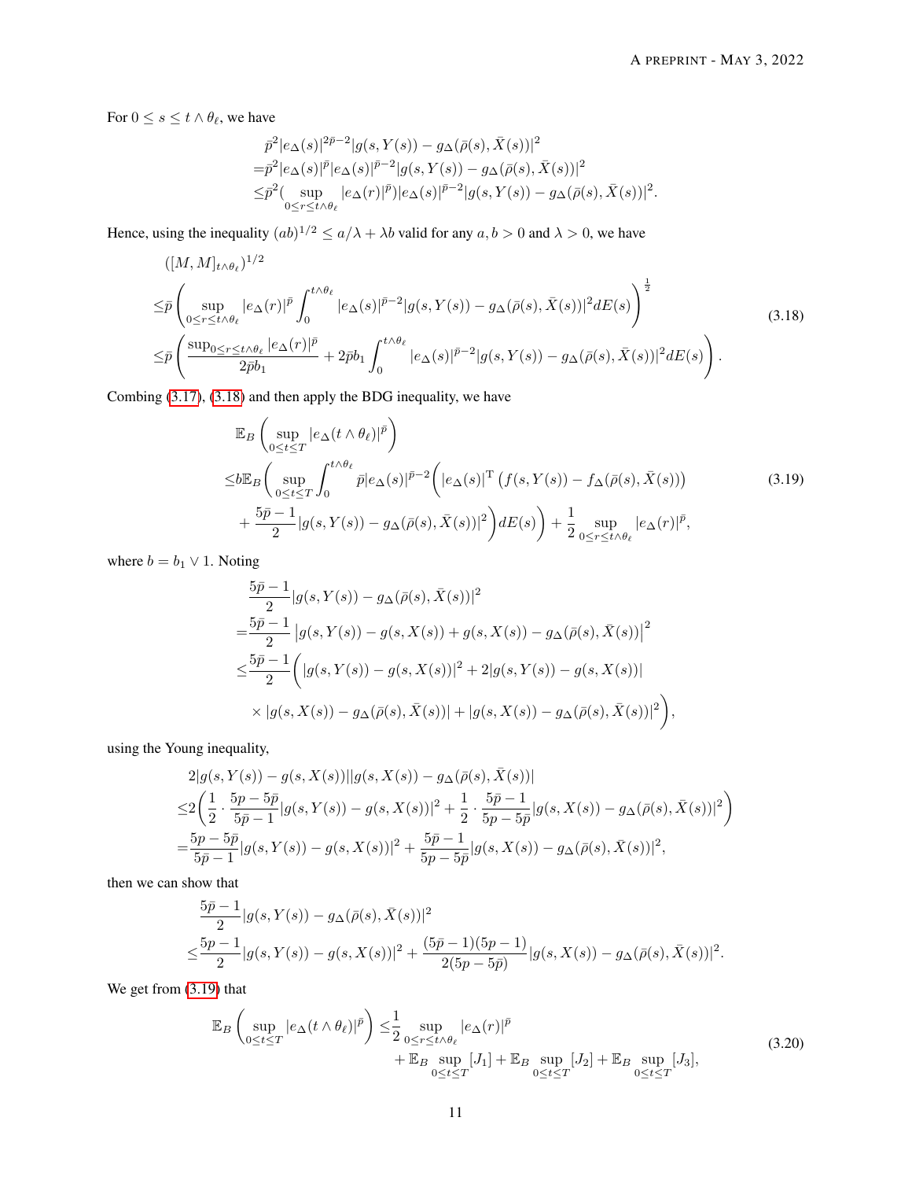For $0 \le s \le t \wedge \theta_\ell$, we have

$$
\begin{aligned}
&\bar{p}^2 |e_\Delta(s)|^{2\bar{p}-2} |g(s, Y(s)) - g_\Delta(\bar{\rho}(s), \bar{X}(s))|^2 \\
=& \bar{p}^2 |e_\Delta(s)|^{\bar{p}} |e_\Delta(s)|^{\bar{p}-2} |g(s, Y(s)) - g_\Delta(\bar{\rho}(s), \bar{X}(s))|^2 \\
\le& \bar{p}^2 (\sup_{0 \le r \le t \wedge \theta_\ell} |e_\Delta(r)|^{\bar{p}}) |e_\Delta(s)|^{\bar{p}-2} |g(s, Y(s)) - g_\Delta(\bar{\rho}(s), \bar{X}(s))|^2.
\end{aligned}
$$

Hence, using the inequality $(ab)^{1/2} \le a/\lambda + \lambda b$ valid for any $a, b > 0$ and $\lambda > 0$, we have

$$
\begin{aligned}
&([M, M]_{t \wedge \theta_\ell})^{1/2} \\
\le& \bar{p} \left( \sup_{0 \le r \le t \wedge \theta_\ell} |e_\Delta(r)|^{\bar{p}} \int_0^{t \wedge \theta_\ell} |e_\Delta(s)|^{\bar{p}-2} |g(s, Y(s)) - g_\Delta(\bar{\rho}(s), \bar{X}(s))|^2 dE(s) \right)^{\frac{1}{2}} \\
\le& \bar{p} \left( \frac{\sup_{0 \le r \le t \wedge \theta_\ell} |e_\Delta(r)|^{\bar{p}}}{2\bar{p}b_1} + 2\bar{p}b_1 \int_0^{t \wedge \theta_\ell} |e_\Delta(s)|^{\bar{p}-2} |g(s, Y(s)) - g_\Delta(\bar{\rho}(s), \bar{X}(s))|^2 dE(s) \right).
\end{aligned}
\tag{3.18}
$$

Combing (3.17), (3.18) and then apply the BDG inequality, we have

$$
\begin{aligned}
&\mathbb{E}_B \left( \sup_{0 \le t \le T} |e_\Delta(t \wedge \theta_\ell)|^{\bar{p}} \right) \\
\le& b\mathbb{E}_B \Bigg( \sup_{0 \le t \le T} \int_0^{t \wedge \theta_\ell} \bar{p} |e_\Delta(s)|^{\bar{p}-2} \Big( |e_\Delta(s)|^{\mathrm{T}} \left( f(s, Y(s)) - f_\Delta(\bar{\rho}(s), \bar{X}(s)) \right) \\
&+ \frac{5\bar{p}-1}{2} |g(s, Y(s)) - g_\Delta(\bar{\rho}(s), \bar{X}(s))|^2 \Big) dE(s) \Bigg) + \frac{1}{2} \sup_{0 \le r \le t \wedge \theta_\ell} |e_\Delta(r)|^{\bar{p}},
\end{aligned}
\tag{3.19}
$$

where $b = b_1 \vee 1$. Noting

$$
\begin{aligned}
&\frac{5\bar{p}-1}{2} |g(s, Y(s)) - g_\Delta(\bar{\rho}(s), \bar{X}(s))|^2 \\
=& \frac{5\bar{p}-1}{2} \left| g(s, Y(s)) - g(s, X(s)) + g(s, X(s)) - g_\Delta(\bar{\rho}(s), \bar{X}(s)) \right|^2 \\
\le& \frac{5\bar{p}-1}{2} \Big( |g(s, Y(s)) - g(s, X(s))|^2 + 2|g(s, Y(s)) - g(s, X(s))| \\
&\times |g(s, X(s)) - g_\Delta(\bar{\rho}(s), \bar{X}(s))| + |g(s, X(s)) - g_\Delta(\bar{\rho}(s), \bar{X}(s))|^2 \Big),
\end{aligned}
$$

using the Young inequality,

$$
\begin{aligned}
&2|g(s, Y(s)) - g(s, X(s))||g(s, X(s)) - g_\Delta(\bar{\rho}(s), \bar{X}(s))| \\
\le& 2\left( \frac{1}{2} \cdot \frac{5p - 5\bar{p}}{5\bar{p}-1} |g(s, Y(s)) - g(s, X(s))|^2 + \frac{1}{2} \cdot \frac{5\bar{p}-1}{5p - 5\bar{p}} |g(s, X(s)) - g_\Delta(\bar{\rho}(s), \bar{X}(s))|^2 \right) \\
=& \frac{5p - 5\bar{p}}{5\bar{p}-1} |g(s, Y(s)) - g(s, X(s))|^2 + \frac{5\bar{p}-1}{5p - 5\bar{p}} |g(s, X(s)) - g_\Delta(\bar{\rho}(s), \bar{X}(s))|^2,
\end{aligned}
$$

then we can show that

$$
\begin{aligned}
&\frac{5\bar{p}-1}{2} |g(s, Y(s)) - g_\Delta(\bar{\rho}(s), \bar{X}(s))|^2 \\
\le& \frac{5p-1}{2} |g(s, Y(s)) - g(s, X(s))|^2 + \frac{(5\bar{p}-1)(5p-1)}{2(5p - 5\bar{p})} |g(s, X(s)) - g_\Delta(\bar{\rho}(s), \bar{X}(s))|^2.
\end{aligned}
$$

We get from (3.19) that

$$
\begin{aligned}
\mathbb{E}_B \left( \sup_{0 \le t \le T} |e_\Delta(t \wedge \theta_\ell)|^{\bar{p}} \right) \le& \frac{1}{2} \sup_{0 \le r \le t \wedge \theta_\ell} |e_\Delta(r)|^{\bar{p}} \\
&+ \mathbb{E}_B \sup_{0 \le t \le T} [J_1] + \mathbb{E}_B \sup_{0 \le t \le T} [J_2] + \mathbb{E}_B \sup_{0 \le t \le T} [J_3],
\end{aligned}
\tag{3.20}
$$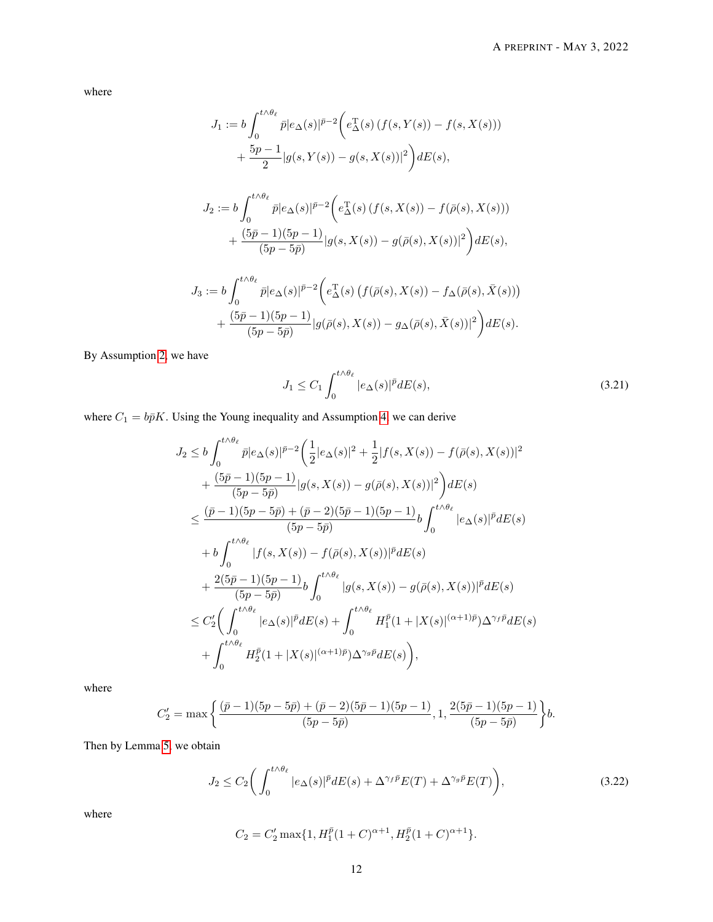where

$$
\begin{aligned}
J_1 := b\int_0^{t\wedge\theta_\ell} \bar{p}|e_\Delta(s)|^{\bar{p}-2}\Big( & e_\Delta^{\mathrm{T}}(s)\left(f(s,Y(s)) - f(s,X(s))\right) \\
&+ \frac{5p-1}{2}|g(s,Y(s)) - g(s,X(s))|^2\Big)dE(s),
\end{aligned}
$$

$$
\begin{aligned}
J_2 := b\int_0^{t\wedge\theta_\ell} \bar{p}|e_\Delta(s)|^{\bar{p}-2}\Big( & e_\Delta^{\mathrm{T}}(s)\left(f(s,X(s)) - f(\bar{\rho}(s),X(s))\right) \\
&+ \frac{(5\bar{p}-1)(5p-1)}{(5p-5\bar{p})}|g(s,X(s)) - g(\bar{\rho}(s),X(s))|^2\Big)dE(s),
\end{aligned}
$$

$$
\begin{aligned}
J_3 := b\int_0^{t\wedge\theta_\ell} \bar{p}|e_\Delta(s)|^{\bar{p}-2}\Big( & e_\Delta^{\mathrm{T}}(s)\left(f(\bar{\rho}(s),X(s)) - f_\Delta(\bar{\rho}(s),\bar{X}(s))\right) \\
&+ \frac{(5\bar{p}-1)(5p-1)}{(5p-5\bar{p})}|g(\bar{\rho}(s),X(s)) - g_\Delta(\bar{\rho}(s),\bar{X}(s))|^2\Big)dE(s).
\end{aligned}
$$

By Assumption 2, we have

$$
J_1 \leq C_1\int_0^{t\wedge\theta_\ell}|e_\Delta(s)|^{\bar{p}}dE(s), \tag{3.21}
$$

where $C_1 = b\bar{p}K$. Using the Young inequality and Assumption 4, we can derive

$$
\begin{aligned}
J_2 \leq\; & b\int_0^{t\wedge\theta_\ell}\bar{p}|e_\Delta(s)|^{\bar{p}-2}\Big(\frac{1}{2}|e_\Delta(s)|^2 + \frac{1}{2}|f(s,X(s)) - f(\bar{\rho}(s),X(s))|^2 \\
&+ \frac{(5\bar{p}-1)(5p-1)}{(5p-5\bar{p})}|g(s,X(s)) - g(\bar{\rho}(s),X(s))|^2\Big)dE(s) \\
\leq\; & \frac{(\bar{p}-1)(5p-5\bar{p}) + (\bar{p}-2)(5\bar{p}-1)(5p-1)}{(5p-5\bar{p})}b\int_0^{t\wedge\theta_\ell}|e_\Delta(s)|^{\bar{p}}dE(s) \\
&+ b\int_0^{t\wedge\theta_\ell}|f(s,X(s)) - f(\bar{\rho}(s),X(s))|^{\bar{p}}dE(s) \\
&+ \frac{2(5\bar{p}-1)(5p-1)}{(5p-5\bar{p})}b\int_0^{t\wedge\theta_\ell}|g(s,X(s)) - g(\bar{\rho}(s),X(s))|^{\bar{p}}dE(s) \\
\leq\; & C_2'\Big(\int_0^{t\wedge\theta_\ell}|e_\Delta(s)|^{\bar{p}}dE(s) + \int_0^{t\wedge\theta_\ell}H_1^{\bar{p}}(1+|X(s)|^{(\alpha+1)\bar{p}})\Delta^{\gamma_f\bar{p}}dE(s) \\
&+ \int_0^{t\wedge\theta_\ell}H_2^{\bar{p}}(1+|X(s)|^{(\alpha+1)\bar{p}})\Delta^{\gamma_g\bar{p}}dE(s)\Big),
\end{aligned}
$$

where

$$
C_2' = \max\left\{\frac{(\bar{p}-1)(5p-5\bar{p}) + (\bar{p}-2)(5\bar{p}-1)(5p-1)}{(5p-5\bar{p})}, 1, \frac{2(5\bar{p}-1)(5p-1)}{(5p-5\bar{p})}\right\}b.
$$

Then by Lemma 5, we obtain

$$
J_2 \leq C_2\Big(\int_0^{t\wedge\theta_\ell}|e_\Delta(s)|^{\bar{p}}dE(s) + \Delta^{\gamma_f\bar{p}}E(T) + \Delta^{\gamma_g\bar{p}}E(T)\Big), \tag{3.22}
$$

where

$$
C_2 = C_2'\max\{1, H_1^{\bar{p}}(1+C)^{\alpha+1}, H_2^{\bar{p}}(1+C)^{\alpha+1}\}.
$$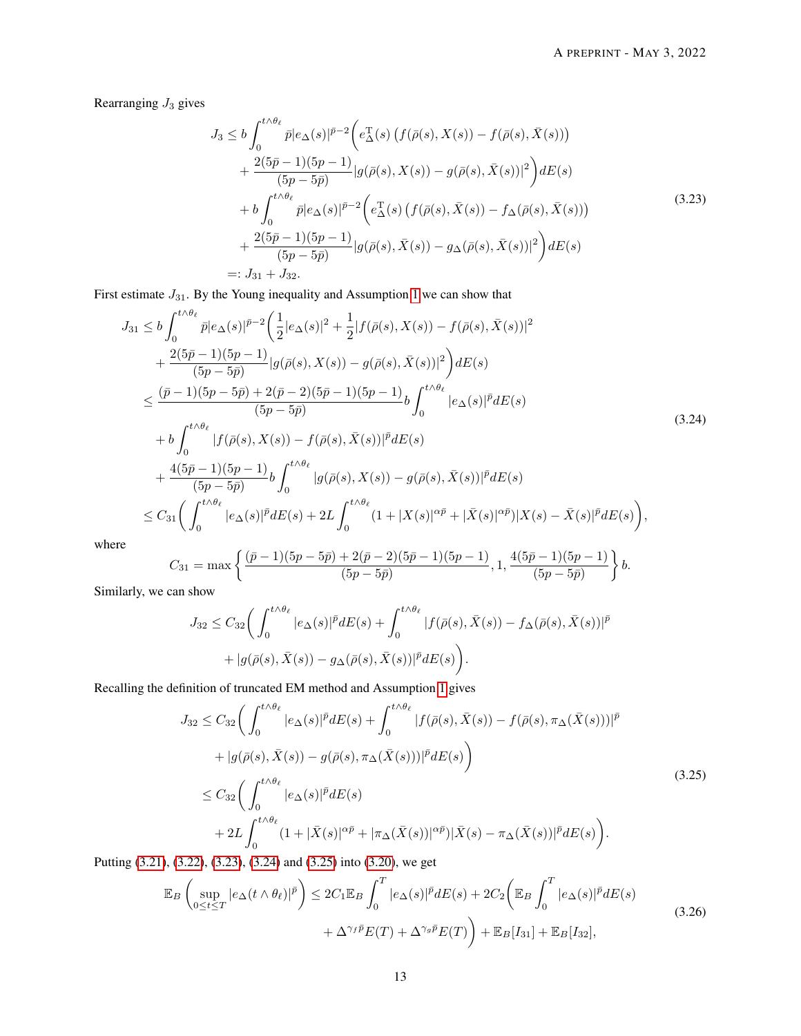Rearranging $J_3$ gives

$$
\begin{aligned}
J_3 \le\ & b\int_0^{t\wedge\theta_\ell} \bar{p}|e_\Delta(s)|^{\bar{p}-2}\bigg(e_\Delta^{\mathrm{T}}(s)\left(f(\bar{\rho}(s),X(s))-f(\bar{\rho}(s),\bar{X}(s))\right)\\
&+\frac{2(5\bar{p}-1)(5p-1)}{(5p-5\bar{p})}|g(\bar{\rho}(s),X(s))-g(\bar{\rho}(s),\bar{X}(s))|^2\bigg)dE(s)\\
&+b\int_0^{t\wedge\theta_\ell} \bar{p}|e_\Delta(s)|^{\bar{p}-2}\bigg(e_\Delta^{\mathrm{T}}(s)\left(f(\bar{\rho}(s),\bar{X}(s))-f_\Delta(\bar{\rho}(s),\bar{X}(s))\right)\\
&+\frac{2(5\bar{p}-1)(5p-1)}{(5p-5\bar{p})}|g(\bar{\rho}(s),\bar{X}(s))-g_\Delta(\bar{\rho}(s),\bar{X}(s))|^2\bigg)dE(s)\\
=:\ & J_{31}+J_{32}.
\end{aligned}
\tag{3.23}
$$

First estimate $J_{31}$. By the Young inequality and Assumption 1 we can show that

$$
\begin{aligned}
J_{31} \le\ & b\int_0^{t\wedge\theta_\ell} \bar{p}|e_\Delta(s)|^{\bar{p}-2}\bigg(\frac{1}{2}|e_\Delta(s)|^2+\frac{1}{2}|f(\bar{\rho}(s),X(s))-f(\bar{\rho}(s),\bar{X}(s))|^2\\
&+\frac{2(5\bar{p}-1)(5p-1)}{(5p-5\bar{p})}|g(\bar{\rho}(s),X(s))-g(\bar{\rho}(s),\bar{X}(s))|^2\bigg)dE(s)\\
\le\ & \frac{(\bar{p}-1)(5p-5\bar{p})+2(\bar{p}-2)(5\bar{p}-1)(5p-1)}{(5p-5\bar{p})}b\int_0^{t\wedge\theta_\ell}|e_\Delta(s)|^{\bar{p}}dE(s)\\
&+b\int_0^{t\wedge\theta_\ell}|f(\bar{\rho}(s),X(s))-f(\bar{\rho}(s),\bar{X}(s))|^{\bar{p}}dE(s)\\
&+\frac{4(5\bar{p}-1)(5p-1)}{(5p-5\bar{p})}b\int_0^{t\wedge\theta_\ell}|g(\bar{\rho}(s),X(s))-g(\bar{\rho}(s),\bar{X}(s))|^{\bar{p}}dE(s)\\
\le\ & C_{31}\bigg(\int_0^{t\wedge\theta_\ell}|e_\Delta(s)|^{\bar{p}}dE(s)+2L\int_0^{t\wedge\theta_\ell}(1+|X(s)|^{\alpha\bar{p}}+|\bar{X}(s)|^{\alpha\bar{p}})|X(s)-\bar{X}(s)|^{\bar{p}}dE(s)\bigg),
\end{aligned}
\tag{3.24}
$$

where

$$
C_{31}=\max\left\{\frac{(\bar{p}-1)(5p-5\bar{p})+2(\bar{p}-2)(5\bar{p}-1)(5p-1)}{(5p-5\bar{p})},1,\frac{4(5\bar{p}-1)(5p-1)}{(5p-5\bar{p})}\right\}b.
$$

Similarly, we can show

$$
\begin{aligned}
J_{32}\le C_{32}\bigg(&\int_0^{t\wedge\theta_\ell}|e_\Delta(s)|^{\bar{p}}dE(s)+\int_0^{t\wedge\theta_\ell}|f(\bar{\rho}(s),\bar{X}(s))-f_\Delta(\bar{\rho}(s),\bar{X}(s))|^{\bar{p}}\\
&+|g(\bar{\rho}(s),\bar{X}(s))-g_\Delta(\bar{\rho}(s),\bar{X}(s))|^{\bar{p}}dE(s)\bigg).
\end{aligned}
$$

Recalling the definition of truncated EM method and Assumption 1 gives

$$
\begin{aligned}
J_{32}\le\ & C_{32}\bigg(\int_0^{t\wedge\theta_\ell}|e_\Delta(s)|^{\bar{p}}dE(s)+\int_0^{t\wedge\theta_\ell}|f(\bar{\rho}(s),\bar{X}(s))-f(\bar{\rho}(s),\pi_\Delta(\bar{X}(s)))|^{\bar{p}}\\
&+|g(\bar{\rho}(s),\bar{X}(s))-g(\bar{\rho}(s),\pi_\Delta(\bar{X}(s)))|^{\bar{p}}dE(s)\bigg)\\
\le\ & C_{32}\bigg(\int_0^{t\wedge\theta_\ell}|e_\Delta(s)|^{\bar{p}}dE(s)\\
&+2L\int_0^{t\wedge\theta_\ell}(1+|\bar{X}(s)|^{\alpha\bar{p}}+|\pi_\Delta(\bar{X}(s))|^{\alpha\bar{p}})|\bar{X}(s)-\pi_\Delta(\bar{X}(s))|^{\bar{p}}dE(s)\bigg).
\end{aligned}
\tag{3.25}
$$

Putting (3.21), (3.22), (3.23), (3.24) and (3.25) into (3.20), we get

$$
\begin{aligned}
\mathbb{E}_B\left(\sup_{0\le t\le T}|e_\Delta(t\wedge\theta_\ell)|^{\bar{p}}\right)\le\ & 2C_1\mathbb{E}_B\int_0^T|e_\Delta(s)|^{\bar{p}}dE(s)+2C_2\bigg(\mathbb{E}_B\int_0^T|e_\Delta(s)|^{\bar{p}}dE(s)\\
&+\Delta^{\gamma_f\bar{p}}E(T)+\Delta^{\gamma_g\bar{p}}E(T)\bigg)+\mathbb{E}_B[I_{31}]+\mathbb{E}_B[I_{32}],
\end{aligned}
\tag{3.26}
$$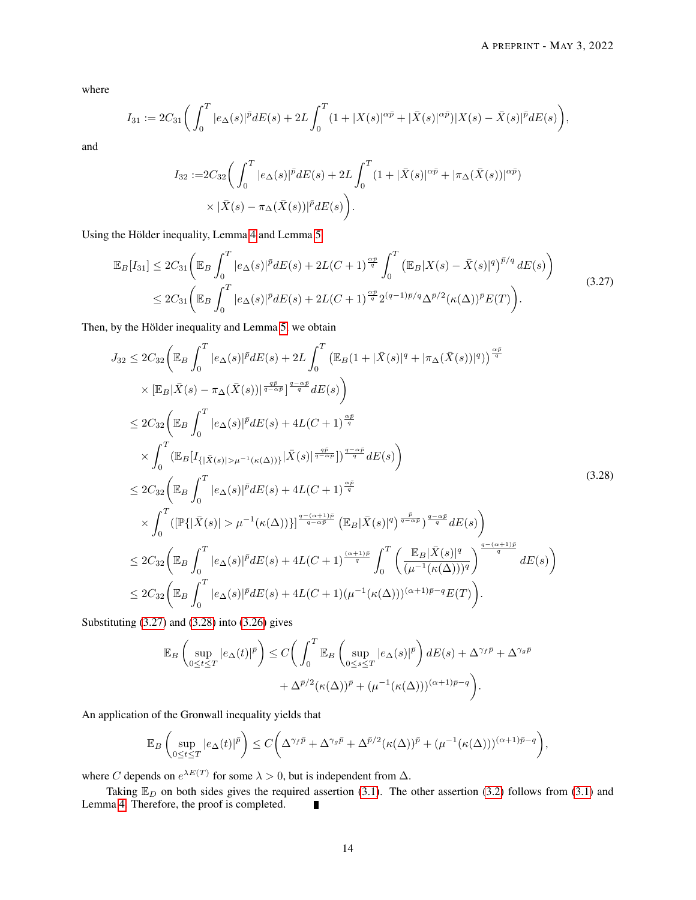where

$$I_{31} := 2C_{31}\bigg( \int_0^T |e_\Delta(s)|^{\bar p} dE(s) + 2L \int_0^T (1 + |X(s)|^{\alpha \bar p} + |\bar X(s)|^{\alpha \bar p}) |X(s) - \bar X(s)|^{\bar p} dE(s) \bigg),$$

and

$$\begin{aligned} I_{32} :=& 2C_{32}\bigg( \int_0^T |e_\Delta(s)|^{\bar p} dE(s) + 2L \int_0^T (1 + |\bar X(s)|^{\alpha \bar p} + |\pi_\Delta(\bar X(s))|^{\alpha \bar p}) \\ & \times |\bar X(s) - \pi_\Delta(\bar X(s))|^{\bar p} dE(s) \bigg). \end{aligned}$$

Using the Hölder inequality, Lemma 4 and Lemma 5

$$\begin{aligned} \mathbb{E}_B[I_{31}] &\le 2C_{31}\bigg( \mathbb{E}_B \int_0^T |e_\Delta(s)|^{\bar p} dE(s) + 2L(C+1)^{\frac{\alpha \bar p}{q}} \int_0^T \left( \mathbb{E}_B |X(s) - \bar X(s)|^q \right)^{\bar p / q} dE(s) \bigg) \\ &\le 2C_{31}\bigg( \mathbb{E}_B \int_0^T |e_\Delta(s)|^{\bar p} dE(s) + 2L(C+1)^{\frac{\alpha \bar p}{q}} 2^{(q-1)\bar p / q} \Delta^{\bar p / 2} (\kappa(\Delta))^{\bar p} E(T) \bigg). \end{aligned} \tag{3.27}$$

Then, by the Hölder inequality and Lemma 5, we obtain

$$\begin{aligned} J_{32} \le\ & 2C_{32}\bigg( \mathbb{E}_B \int_0^T |e_\Delta(s)|^{\bar p} dE(s) + 2L \int_0^T \left( \mathbb{E}_B (1 + |\bar X(s)|^q + |\pi_\Delta(\bar X(s))|^q) \right)^{\frac{\alpha \bar p}{q}} \\ & \times [\mathbb{E}_B |\bar X(s) - \pi_\Delta(\bar X(s))|^{\frac{q \bar p}{q - \alpha \bar p}}]^{\frac{q - \alpha \bar p}{q}} dE(s) \bigg) \\ \le\ & 2C_{32}\bigg( \mathbb{E}_B \int_0^T |e_\Delta(s)|^{\bar p} dE(s) + 4L(C+1)^{\frac{\alpha \bar p}{q}} \\ & \times \int_0^T (\mathbb{E}_B[I_{\{|\bar X(s)| > \mu^{-1}(\kappa(\Delta))\}} |\bar X(s)|^{\frac{q \bar p}{q - \alpha \bar p}}])^{\frac{q - \alpha \bar p}{q}} dE(s) \bigg) \\ \le\ & 2C_{32}\bigg( \mathbb{E}_B \int_0^T |e_\Delta(s)|^{\bar p} dE(s) + 4L(C+1)^{\frac{\alpha \bar p}{q}} \\ & \times \int_0^T ([\mathbb{P}\{|\bar X(s)| > \mu^{-1}(\kappa(\Delta))\}]^{\frac{q - (\alpha+1)\bar p}{q - \alpha \bar p}} \left( \mathbb{E}_B |\bar X(s)|^q \right)^{\frac{\bar p}{q - \alpha \bar p}})^{\frac{q - \alpha \bar p}{q}} dE(s) \bigg) \\ \le\ & 2C_{32}\bigg( \mathbb{E}_B \int_0^T |e_\Delta(s)|^{\bar p} dE(s) + 4L(C+1)^{\frac{(\alpha+1)\bar p}{q}} \int_0^T \left( \frac{\mathbb{E}_B |\bar X(s)|^q}{(\mu^{-1}(\kappa(\Delta)))^q} \right)^{\frac{q - (\alpha+1)\bar p}{q}} dE(s) \bigg) \\ \le\ & 2C_{32}\bigg( \mathbb{E}_B \int_0^T |e_\Delta(s)|^{\bar p} dE(s) + 4L(C+1)(\mu^{-1}(\kappa(\Delta)))^{(\alpha+1)\bar p - q} E(T) \bigg). \end{aligned} \tag{3.28}$$

Substituting (3.27) and (3.28) into (3.26) gives

$$\begin{aligned} \mathbb{E}_B \left( \sup_{0 \le t \le T} |e_\Delta(t)|^{\bar p} \right) \le C\bigg( & \int_0^T \mathbb{E}_B \left( \sup_{0 \le s \le T} |e_\Delta(s)|^{\bar p} \right) dE(s) + \Delta^{\gamma_f \bar p} + \Delta^{\gamma_g \bar p} \\ & + \Delta^{\bar p / 2} (\kappa(\Delta))^{\bar p} + (\mu^{-1}(\kappa(\Delta)))^{(\alpha+1)\bar p - q} \bigg). \end{aligned}$$

An application of the Gronwall inequality yields that

$$\mathbb{E}_B \left( \sup_{0 \le t \le T} |e_\Delta(t)|^{\bar p} \right) \le C\bigg( \Delta^{\gamma_f \bar p} + \Delta^{\gamma_g \bar p} + \Delta^{\bar p / 2} (\kappa(\Delta))^{\bar p} + (\mu^{-1}(\kappa(\Delta)))^{(\alpha+1)\bar p - q} \bigg),$$

where $C$ depends on $e^{\lambda E(T)}$ for some $\lambda > 0$, but is independent from $\Delta$.

Taking $\mathbb{E}_D$ on both sides gives the required assertion (3.1). The other assertion (3.2) follows from (3.1) and Lemma 4. Therefore, the proof is completed. ∎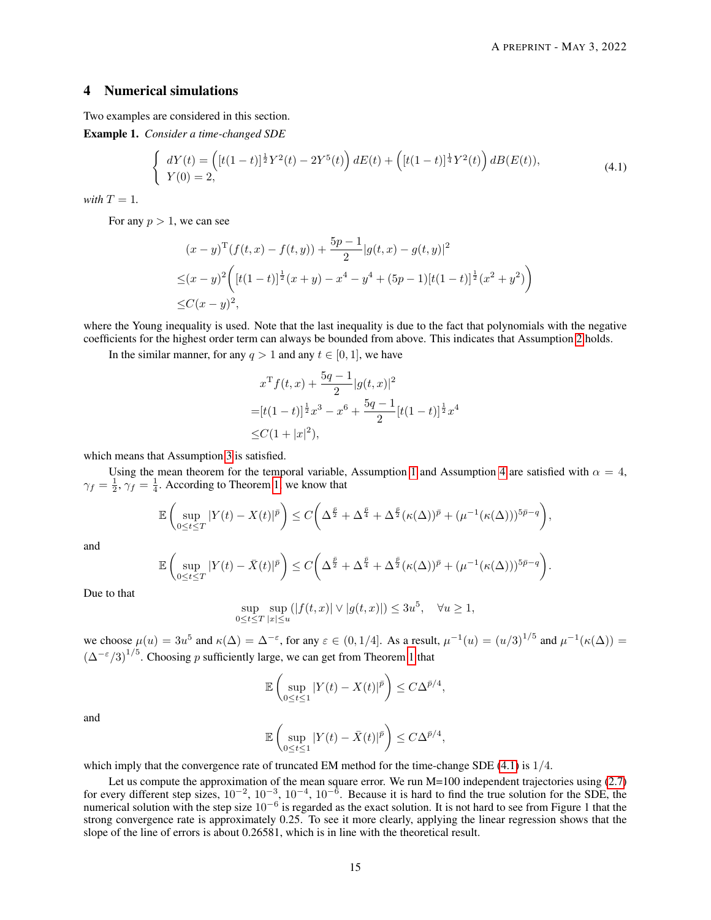## 4 Numerical simulations

Two examples are considered in this section.

**Example 1.** *Consider a time-changed SDE*

$$
\begin{cases} dY(t) = \Big([t(1-t)]^{\frac{1}{2}}Y^2(t) - 2Y^5(t)\Big)\,dE(t) + \Big([t(1-t)]^{\frac{1}{4}}Y^2(t)\Big)\,dB(E(t)), \\ Y(0) = 2, \end{cases} \tag{4.1}
$$

*with* $T = 1$.

For any $p > 1$, we can see

$$
\begin{aligned}
&(x-y)^{\mathrm{T}}(f(t,x) - f(t,y)) + \frac{5p-1}{2}|g(t,x) - g(t,y)|^2 \\
\leq &(x-y)^2\Big([t(1-t)]^{\frac{1}{2}}(x+y) - x^4 - y^4 + (5p-1)[t(1-t)]^{\frac{1}{2}}(x^2+y^2)\Big) \\
\leq &C(x-y)^2,
\end{aligned}
$$

where the Young inequality is used. Note that the last inequality is due to the fact that polynomials with the negative coefficients for the highest order term can always be bounded from above. This indicates that Assumption 2 holds.

In the similar manner, for any $q > 1$ and any $t \in [0,1]$, we have

$$
\begin{aligned}
&x^{\mathrm{T}}f(t,x) + \frac{5q-1}{2}|g(t,x)|^2 \\
= &[t(1-t)]^{\frac{1}{2}}x^3 - x^6 + \frac{5q-1}{2}[t(1-t)]^{\frac{1}{2}}x^4 \\
\leq &C(1+|x|^2),
\end{aligned}
$$

which means that Assumption 3 is satisfied.

Using the mean theorem for the temporal variable, Assumption 1 and Assumption 4 are satisfied with $\alpha = 4$, $\gamma_f = \frac{1}{2}$, $\gamma_f = \frac{1}{4}$. According to Theorem 1, we know that

$$
\mathbb{E}\left(\sup_{0\leq t\leq T}|Y(t) - X(t)|^{\bar{p}}\right) \leq C\Big(\Delta^{\frac{\bar{p}}{2}} + \Delta^{\frac{\bar{p}}{4}} + \Delta^{\frac{\bar{p}}{2}}(\kappa(\Delta))^{\bar{p}} + (\mu^{-1}(\kappa(\Delta)))^{5\bar{p}-q}\Big),
$$

and

$$
\mathbb{E}\left(\sup_{0\leq t\leq T}|Y(t) - \bar{X}(t)|^{\bar{p}}\right) \leq C\Big(\Delta^{\frac{\bar{p}}{2}} + \Delta^{\frac{\bar{p}}{4}} + \Delta^{\frac{\bar{p}}{2}}(\kappa(\Delta))^{\bar{p}} + (\mu^{-1}(\kappa(\Delta)))^{5\bar{p}-q}\Big).
$$

Due to that

$$
\sup_{0\leq t\leq T}\sup_{|x|\leq u}(|f(t,x)| \vee |g(t,x)|) \leq 3u^5, \quad \forall u \geq 1,
$$

we choose $\mu(u) = 3u^5$ and $\kappa(\Delta) = \Delta^{-\varepsilon}$, for any $\varepsilon \in (0, 1/4]$. As a result, $\mu^{-1}(u) = (u/3)^{1/5}$ and $\mu^{-1}(\kappa(\Delta)) = (\Delta^{-\varepsilon}/3)^{1/5}$. Choosing $p$ sufficiently large, we can get from Theorem 1 that

$$
\mathbb{E}\left(\sup_{0\leq t\leq 1}|Y(t) - X(t)|^{\bar{p}}\right) \leq C\Delta^{\bar{p}/4},
$$

and

$$
\mathbb{E}\left(\sup_{0\leq t\leq 1}|Y(t) - \bar{X}(t)|^{\bar{p}}\right) \leq C\Delta^{\bar{p}/4},
$$

which imply that the convergence rate of truncated EM method for the time-change SDE (4.1) is $1/4$.

Let us compute the approximation of the mean square error. We run M=100 independent trajectories using (2.7) for every different step sizes, $10^{-2}$, $10^{-3}$, $10^{-4}$, $10^{-6}$. Because it is hard to find the true solution for the SDE, the numerical solution with the step size $10^{-6}$ is regarded as the exact solution. It is not hard to see from Figure 1 that the strong convergence rate is approximately 0.25. To see it more clearly, applying the linear regression shows that the slope of the line of errors is about 0.26581, which is in line with the theoretical result.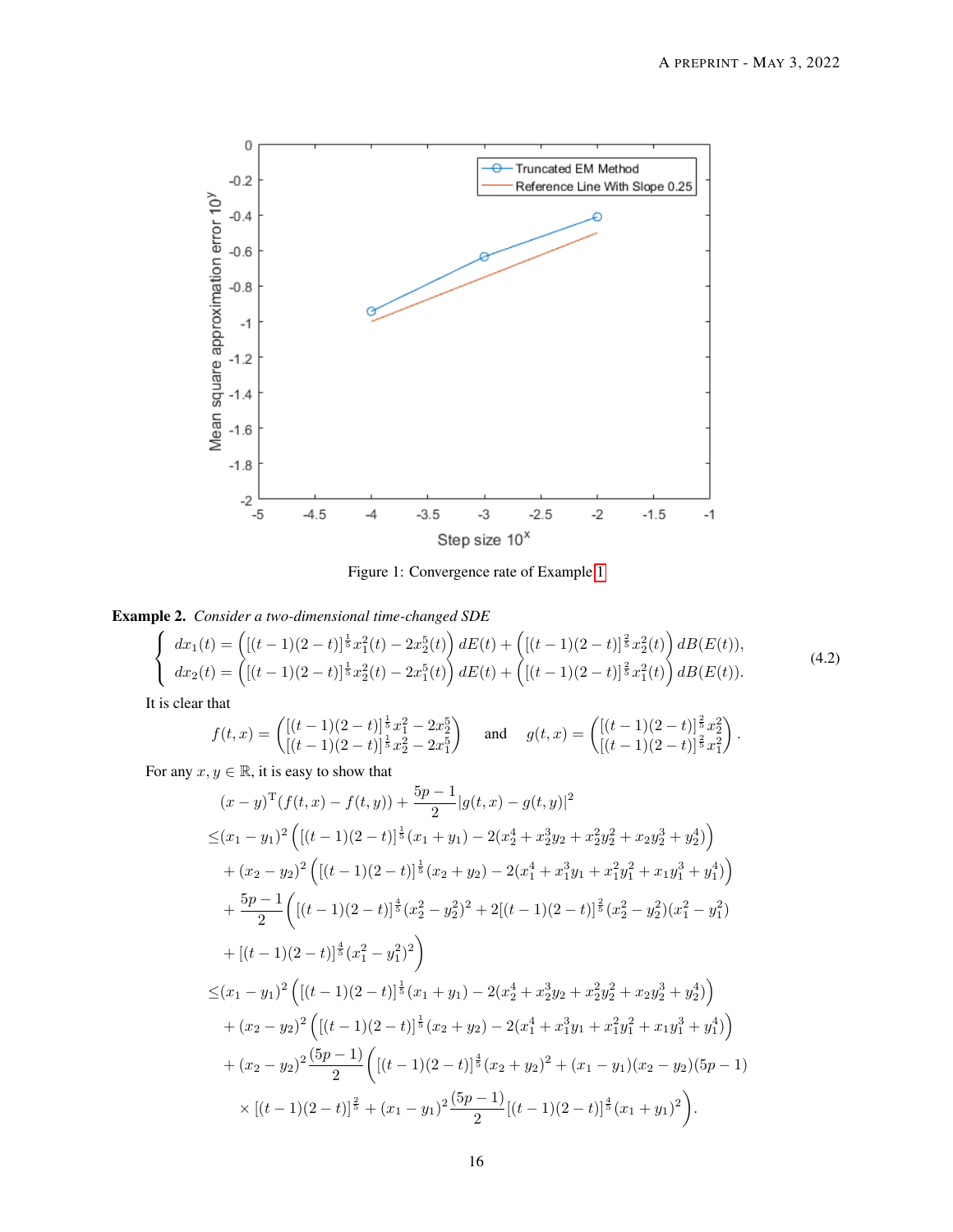Figure 1: Convergence rate of Example 1

**Example 2.** *Consider a two-dimensional time-changed SDE*

$$
\begin{cases}
dx_1(t) = \left([(t-1)(2-t)]^{\frac{1}{5}} x_1^2(t) - 2x_2^5(t)\right) dE(t) + \left([(t-1)(2-t)]^{\frac{2}{5}} x_2^2(t)\right) dB(E(t)), \\
dx_2(t) = \left([(t-1)(2-t)]^{\frac{1}{5}} x_2^2(t) - 2x_1^5(t)\right) dE(t) + \left([(t-1)(2-t)]^{\frac{2}{5}} x_1^2(t)\right) dB(E(t)).
\end{cases}
\tag{4.2}
$$

It is clear that

$$
f(t,x) = \begin{pmatrix} [(t-1)(2-t)]^{\frac{1}{5}} x_1^2 - 2x_2^5 \\ [(t-1)(2-t)]^{\frac{1}{5}} x_2^2 - 2x_1^5 \end{pmatrix} \quad \text{and} \quad g(t,x) = \begin{pmatrix} [(t-1)(2-t)]^{\frac{2}{5}} x_2^2 \\ [(t-1)(2-t)]^{\frac{2}{5}} x_1^2 \end{pmatrix}.
$$

For any $x, y \in \mathbb{R}$, it is easy to show that

$$
\begin{aligned}
&(x-y)^{\mathrm{T}}(f(t,x) - f(t,y)) + \frac{5p-1}{2}|g(t,x) - g(t,y)|^2 \\
\leq &(x_1 - y_1)^2 \left( [(t-1)(2-t)]^{\frac{1}{5}}(x_1 + y_1) - 2(x_2^4 + x_2^3 y_2 + x_2^2 y_2^2 + x_2 y_2^3 + y_2^4) \right) \\
&+ (x_2 - y_2)^2 \left( [(t-1)(2-t)]^{\frac{1}{5}}(x_2 + y_2) - 2(x_1^4 + x_1^3 y_1 + x_1^2 y_1^2 + x_1 y_1^3 + y_1^4) \right) \\
&+ \frac{5p-1}{2} \Big( [(t-1)(2-t)]^{\frac{4}{5}}(x_2^2 - y_2^2)^2 + 2[(t-1)(2-t)]^{\frac{2}{5}}(x_2^2 - y_2^2)(x_1^2 - y_1^2) \\
&+ [(t-1)(2-t)]^{\frac{4}{5}}(x_1^2 - y_1^2)^2 \Big) \\
\leq &(x_1 - y_1)^2 \left( [(t-1)(2-t)]^{\frac{1}{5}}(x_1 + y_1) - 2(x_2^4 + x_2^3 y_2 + x_2^2 y_2^2 + x_2 y_2^3 + y_2^4) \right) \\
&+ (x_2 - y_2)^2 \left( [(t-1)(2-t)]^{\frac{1}{5}}(x_2 + y_2) - 2(x_1^4 + x_1^3 y_1 + x_1^2 y_1^2 + x_1 y_1^3 + y_1^4) \right) \\
&+ (x_2 - y_2)^2 \frac{(5p-1)}{2} \Big( [(t-1)(2-t)]^{\frac{4}{5}}(x_2 + y_2)^2 + (x_1 - y_1)(x_2 - y_2)(5p-1) \\
&\times [(t-1)(2-t)]^{\frac{2}{5}} + (x_1 - y_1)^2 \frac{(5p-1)}{2} [(t-1)(2-t)]^{\frac{4}{5}}(x_1 + y_1)^2 \Big).
\end{aligned}
$$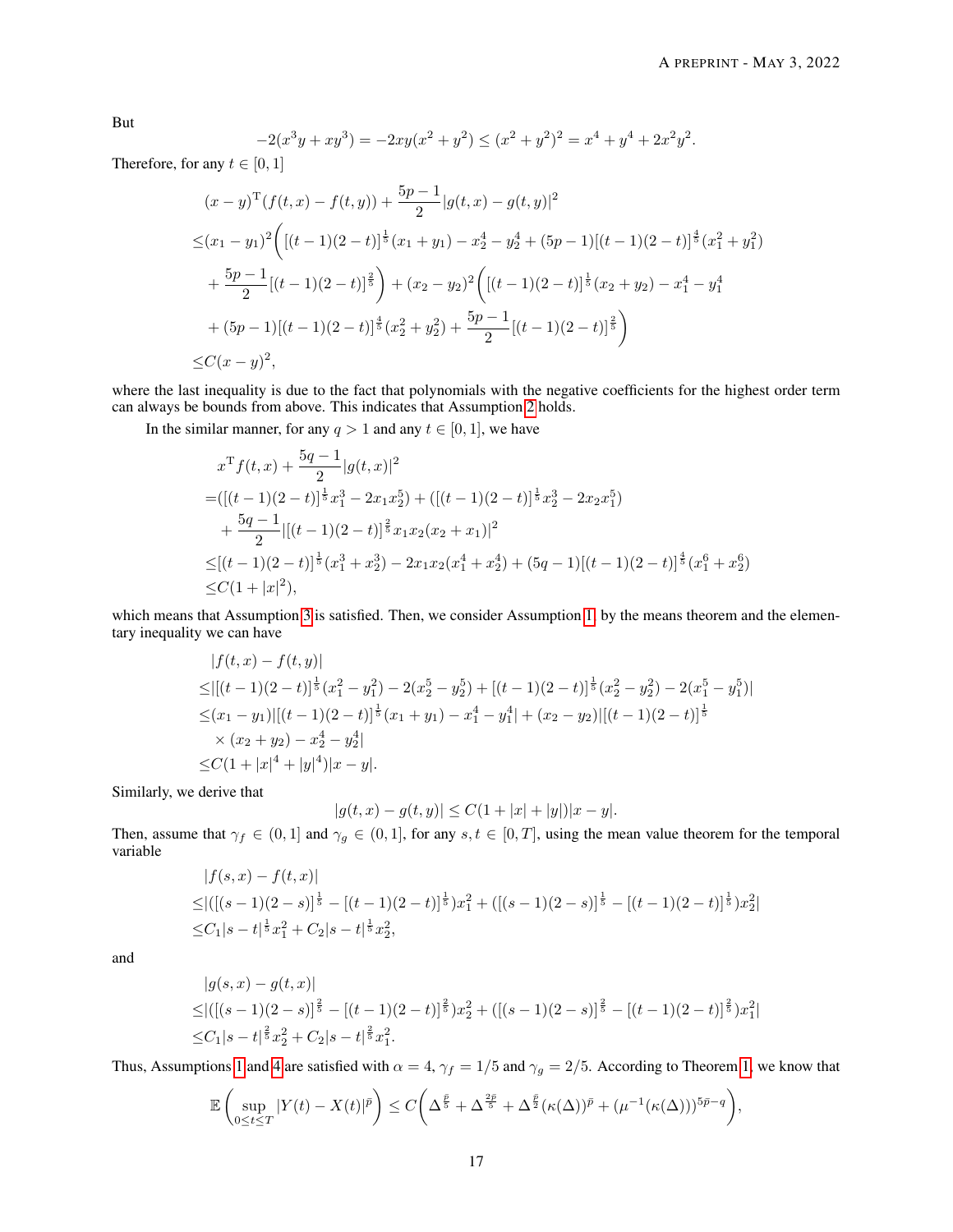But

$$-2(x^3y + xy^3) = -2xy(x^2+y^2) \leq (x^2+y^2)^2 = x^4 + y^4 + 2x^2y^2.$$

Therefore, for any $t \in [0,1]$

$$
\begin{aligned}
&(x-y)^{\mathrm{T}}(f(t,x)-f(t,y)) + \frac{5p-1}{2}|g(t,x)-g(t,y)|^2 \\
\leq &(x_1-y_1)^2\bigg([(t-1)(2-t)]^{\frac{1}{5}}(x_1+y_1) - x_2^4 - y_2^4 + (5p-1)[(t-1)(2-t)]^{\frac{4}{5}}(x_1^2+y_1^2) \\
&+ \frac{5p-1}{2}[(t-1)(2-t)]^{\frac{2}{5}}\bigg) + (x_2-y_2)^2\bigg([(t-1)(2-t)]^{\frac{1}{5}}(x_2+y_2) - x_1^4 - y_1^4 \\
&+ (5p-1)[(t-1)(2-t)]^{\frac{4}{5}}(x_2^2+y_2^2) + \frac{5p-1}{2}[(t-1)(2-t)]^{\frac{2}{5}}\bigg) \\
\leq &C(x-y)^2,
\end{aligned}
$$

where the last inequality is due to the fact that polynomials with the negative coefficients for the highest order term can always be bounds from above. This indicates that Assumption 2 holds.

In the similar manner, for any $q > 1$ and any $t \in [0,1]$, we have

$$
\begin{aligned}
&x^{\mathrm{T}}f(t,x) + \frac{5q-1}{2}|g(t,x)|^2 \\
=&([(t-1)(2-t)]^{\frac{1}{5}}x_1^3 - 2x_1x_2^5) + ([(t-1)(2-t)]^{\frac{1}{5}}x_2^3 - 2x_2x_1^5) \\
&+ \frac{5q-1}{2}|[(t-1)(2-t)]^{\frac{2}{5}}x_1x_2(x_2+x_1)|^2 \\
\leq&[(t-1)(2-t)]^{\frac{1}{5}}(x_1^3+x_2^3) - 2x_1x_2(x_1^4+x_2^4) + (5q-1)[(t-1)(2-t)]^{\frac{4}{5}}(x_1^6+x_2^6) \\
\leq&C(1+|x|^2),
\end{aligned}
$$

which means that Assumption 3 is satisfied. Then, we consider Assumption 1, by the means theorem and the elementary inequality we can have

$$
\begin{aligned}
&|f(t,x)-f(t,y)| \\
\leq&|[(t-1)(2-t)]^{\frac{1}{5}}(x_1^2-y_1^2) - 2(x_2^5-y_2^5) + [(t-1)(2-t)]^{\frac{1}{5}}(x_2^2-y_2^2) - 2(x_1^5-y_1^5)| \\
\leq&(x_1-y_1)|[(t-1)(2-t)]^{\frac{1}{5}}(x_1+y_1) - x_1^4 - y_1^4| + (x_2-y_2)|[(t-1)(2-t)]^{\frac{1}{5}} \\
&\times(x_2+y_2) - x_2^4 - y_2^4| \\
\leq&C(1+|x|^4+|y|^4)|x-y|.
\end{aligned}
$$

Similarly, we derive that

$$|g(t,x)-g(t,y)| \leq C(1+|x|+|y|)|x-y|.$$

Then, assume that $\gamma_f \in (0,1]$ and $\gamma_g \in (0,1]$, for any $s,t \in [0,T]$, using the mean value theorem for the temporal variable

$$
\begin{aligned}
&|f(s,x)-f(t,x)| \\
\leq&|([(s-1)(2-s)]^{\frac{1}{5}} - [(t-1)(2-t)]^{\frac{1}{5}})x_1^2 + ([(s-1)(2-s)]^{\frac{1}{5}} - [(t-1)(2-t)]^{\frac{1}{5}})x_2^2| \\
\leq&C_1|s-t|^{\frac{1}{5}}x_1^2 + C_2|s-t|^{\frac{1}{5}}x_2^2,
\end{aligned}
$$

and

$$
\begin{aligned}
&|g(s,x)-g(t,x)| \\
\leq&|([(s-1)(2-s)]^{\frac{2}{5}} - [(t-1)(2-t)]^{\frac{2}{5}})x_2^2 + ([(s-1)(2-s)]^{\frac{2}{5}} - [(t-1)(2-t)]^{\frac{2}{5}})x_1^2| \\
\leq&C_1|s-t|^{\frac{2}{5}}x_2^2 + C_2|s-t|^{\frac{2}{5}}x_1^2.
\end{aligned}
$$

Thus, Assumptions 1 and 4 are satisfied with $\alpha = 4$, $\gamma_f = 1/5$ and $\gamma_g = 2/5$. According to Theorem 1, we know that

$$\mathbb{E}\left(\sup_{0\leq t\leq T}|Y(t)-X(t)|^{\bar{p}}\right) \leq C\bigg(\Delta^{\frac{\bar{p}}{5}} + \Delta^{\frac{2\bar{p}}{5}} + \Delta^{\frac{\bar{p}}{2}}(\kappa(\Delta))^{\bar{p}} + (\mu^{-1}(\kappa(\Delta)))^{5\bar{p}-q}\bigg),$$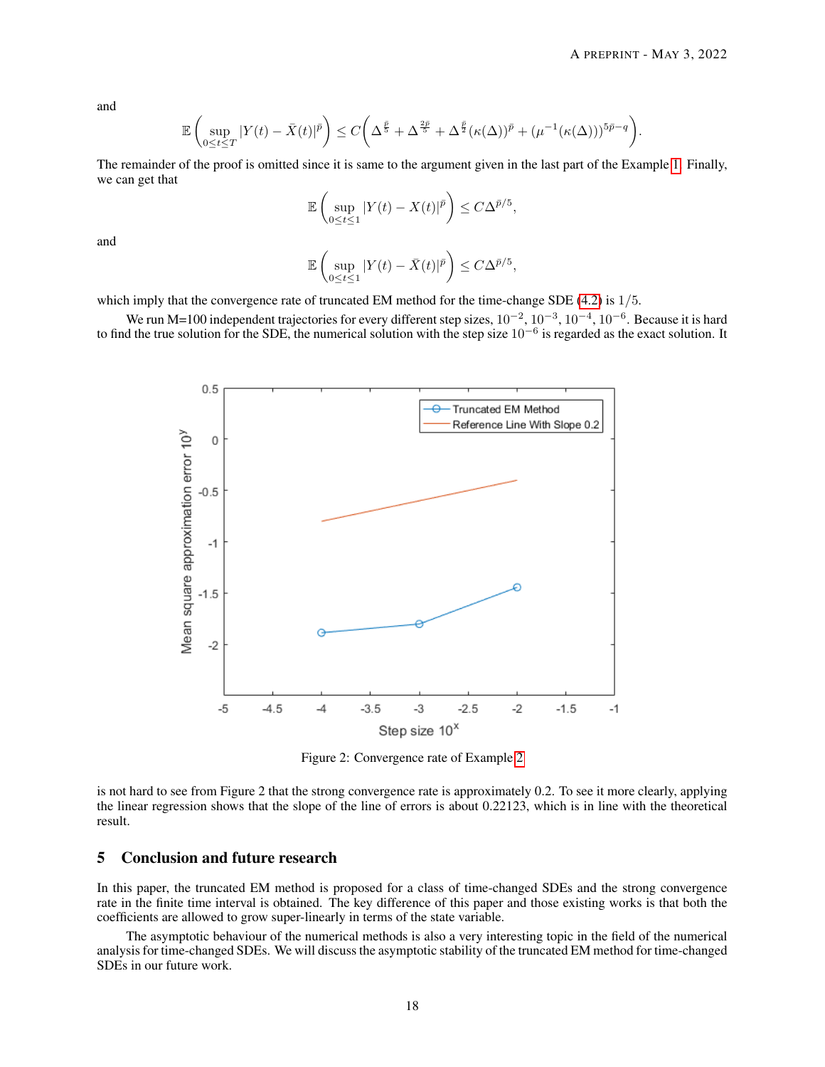and

$$\mathbb{E}\left(\sup_{0\leq t\leq T}|Y(t)-\bar{X}(t)|^{\bar{p}}\right)\leq C\biggl(\Delta^{\frac{\bar{p}}{5}}+\Delta^{\frac{2\bar{p}}{5}}+\Delta^{\frac{\bar{p}}{2}}(\kappa(\Delta))^{\bar{p}}+(\mu^{-1}(\kappa(\Delta)))^{5\bar{p}-q}\biggr).$$

The remainder of the proof is omitted since it is same to the argument given in the last part of the Example 1. Finally, we can get that

$$\mathbb{E}\left(\sup_{0\leq t\leq 1}|Y(t)-X(t)|^{\bar{p}}\right)\leq C\Delta^{\bar{p}/5},$$

and

$$\mathbb{E}\left(\sup_{0\leq t\leq 1}|Y(t)-\bar{X}(t)|^{\bar{p}}\right)\leq C\Delta^{\bar{p}/5},$$

which imply that the convergence rate of truncated EM method for the time-change SDE (4.2) is $1/5$.

We run M=100 independent trajectories for every different step sizes, $10^{-2}$, $10^{-3}$, $10^{-4}$, $10^{-6}$. Because it is hard to find the true solution for the SDE, the numerical solution with the step size $10^{-6}$ is regarded as the exact solution. It is not hard to see from Figure 2 that the strong convergence rate is approximately 0.2. To see it more clearly, applying the linear regression shows that the slope of the line of errors is about 0.22123, which is in line with the theoretical result.

Figure 2: Convergence rate of Example 2

## 5 Conclusion and future research

In this paper, the truncated EM method is proposed for a class of time-changed SDEs and the strong convergence rate in the finite time interval is obtained. The key difference of this paper and those existing works is that both the coefficients are allowed to grow super-linearly in terms of the state variable.

The asymptotic behaviour of the numerical methods is also a very interesting topic in the field of the numerical analysis for time-changed SDEs. We will discuss the asymptotic stability of the truncated EM method for time-changed SDEs in our future work.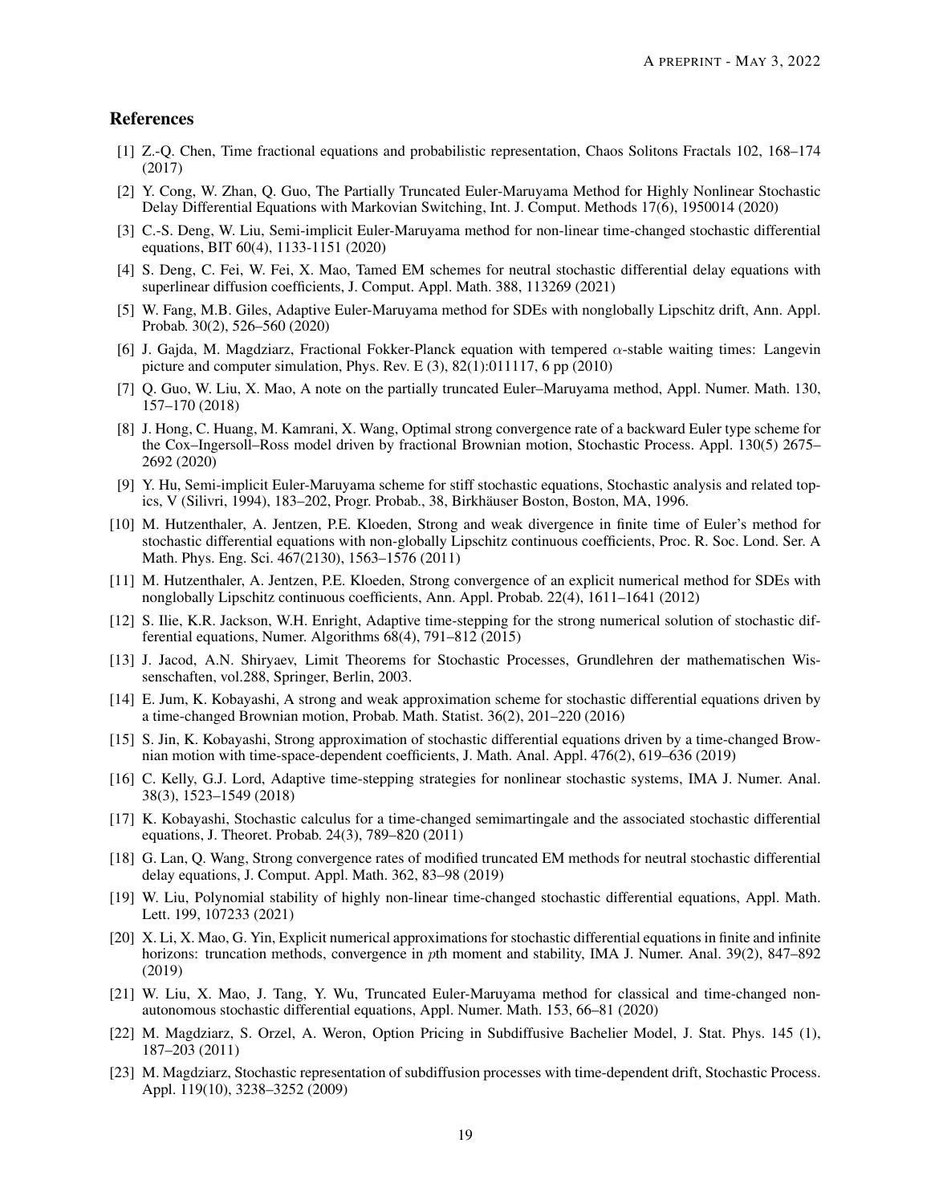## References

[1] Z.-Q. Chen, Time fractional equations and probabilistic representation, Chaos Solitons Fractals 102, 168–174 (2017)

[2] Y. Cong, W. Zhan, Q. Guo, The Partially Truncated Euler-Maruyama Method for Highly Nonlinear Stochastic Delay Differential Equations with Markovian Switching, Int. J. Comput. Methods 17(6), 1950014 (2020)

[3] C.-S. Deng, W. Liu, Semi-implicit Euler-Maruyama method for non-linear time-changed stochastic differential equations, BIT 60(4), 1133-1151 (2020)

[4] S. Deng, C. Fei, W. Fei, X. Mao, Tamed EM schemes for neutral stochastic differential delay equations with superlinear diffusion coefficients, J. Comput. Appl. Math. 388, 113269 (2021)

[5] W. Fang, M.B. Giles, Adaptive Euler-Maruyama method for SDEs with nonglobally Lipschitz drift, Ann. Appl. Probab. 30(2), 526–560 (2020)

[6] J. Gajda, M. Magdziarz, Fractional Fokker-Planck equation with tempered $\alpha$-stable waiting times: Langevin picture and computer simulation, Phys. Rev. E (3), 82(1):011117, 6 pp (2010)

[7] Q. Guo, W. Liu, X. Mao, A note on the partially truncated Euler–Maruyama method, Appl. Numer. Math. 130, 157–170 (2018)

[8] J. Hong, C. Huang, M. Kamrani, X. Wang, Optimal strong convergence rate of a backward Euler type scheme for the Cox–Ingersoll–Ross model driven by fractional Brownian motion, Stochastic Process. Appl. 130(5) 2675–2692 (2020)

[9] Y. Hu, Semi-implicit Euler-Maruyama scheme for stiff stochastic equations, Stochastic analysis and related topics, V (Silivri, 1994), 183–202, Progr. Probab., 38, Birkhäuser Boston, Boston, MA, 1996.

[10] M. Hutzenthaler, A. Jentzen, P.E. Kloeden, Strong and weak divergence in finite time of Euler's method for stochastic differential equations with non-globally Lipschitz continuous coefficients, Proc. R. Soc. Lond. Ser. A Math. Phys. Eng. Sci. 467(2130), 1563–1576 (2011)

[11] M. Hutzenthaler, A. Jentzen, P.E. Kloeden, Strong convergence of an explicit numerical method for SDEs with nonglobally Lipschitz continuous coefficients, Ann. Appl. Probab. 22(4), 1611–1641 (2012)

[12] S. Ilie, K.R. Jackson, W.H. Enright, Adaptive time-stepping for the strong numerical solution of stochastic differential equations, Numer. Algorithms 68(4), 791–812 (2015)

[13] J. Jacod, A.N. Shiryaev, Limit Theorems for Stochastic Processes, Grundlehren der mathematischen Wissenschaften, vol.288, Springer, Berlin, 2003.

[14] E. Jum, K. Kobayashi, A strong and weak approximation scheme for stochastic differential equations driven by a time-changed Brownian motion, Probab. Math. Statist. 36(2), 201–220 (2016)

[15] S. Jin, K. Kobayashi, Strong approximation of stochastic differential equations driven by a time-changed Brownian motion with time-space-dependent coefficients, J. Math. Anal. Appl. 476(2), 619–636 (2019)

[16] C. Kelly, G.J. Lord, Adaptive time-stepping strategies for nonlinear stochastic systems, IMA J. Numer. Anal. 38(3), 1523–1549 (2018)

[17] K. Kobayashi, Stochastic calculus for a time-changed semimartingale and the associated stochastic differential equations, J. Theoret. Probab. 24(3), 789–820 (2011)

[18] G. Lan, Q. Wang, Strong convergence rates of modified truncated EM methods for neutral stochastic differential delay equations, J. Comput. Appl. Math. 362, 83–98 (2019)

[19] W. Liu, Polynomial stability of highly non-linear time-changed stochastic differential equations, Appl. Math. Lett. 199, 107233 (2021)

[20] X. Li, X. Mao, G. Yin, Explicit numerical approximations for stochastic differential equations in finite and infinite horizons: truncation methods, convergence in $p$th moment and stability, IMA J. Numer. Anal. 39(2), 847–892 (2019)

[21] W. Liu, X. Mao, J. Tang, Y. Wu, Truncated Euler-Maruyama method for classical and time-changed non-autonomous stochastic differential equations, Appl. Numer. Math. 153, 66–81 (2020)

[22] M. Magdziarz, S. Orzel, A. Weron, Option Pricing in Subdiffusive Bachelier Model, J. Stat. Phys. 145 (1), 187–203 (2011)

[23] M. Magdziarz, Stochastic representation of subdiffusion processes with time-dependent drift, Stochastic Process. Appl. 119(10), 3238–3252 (2009)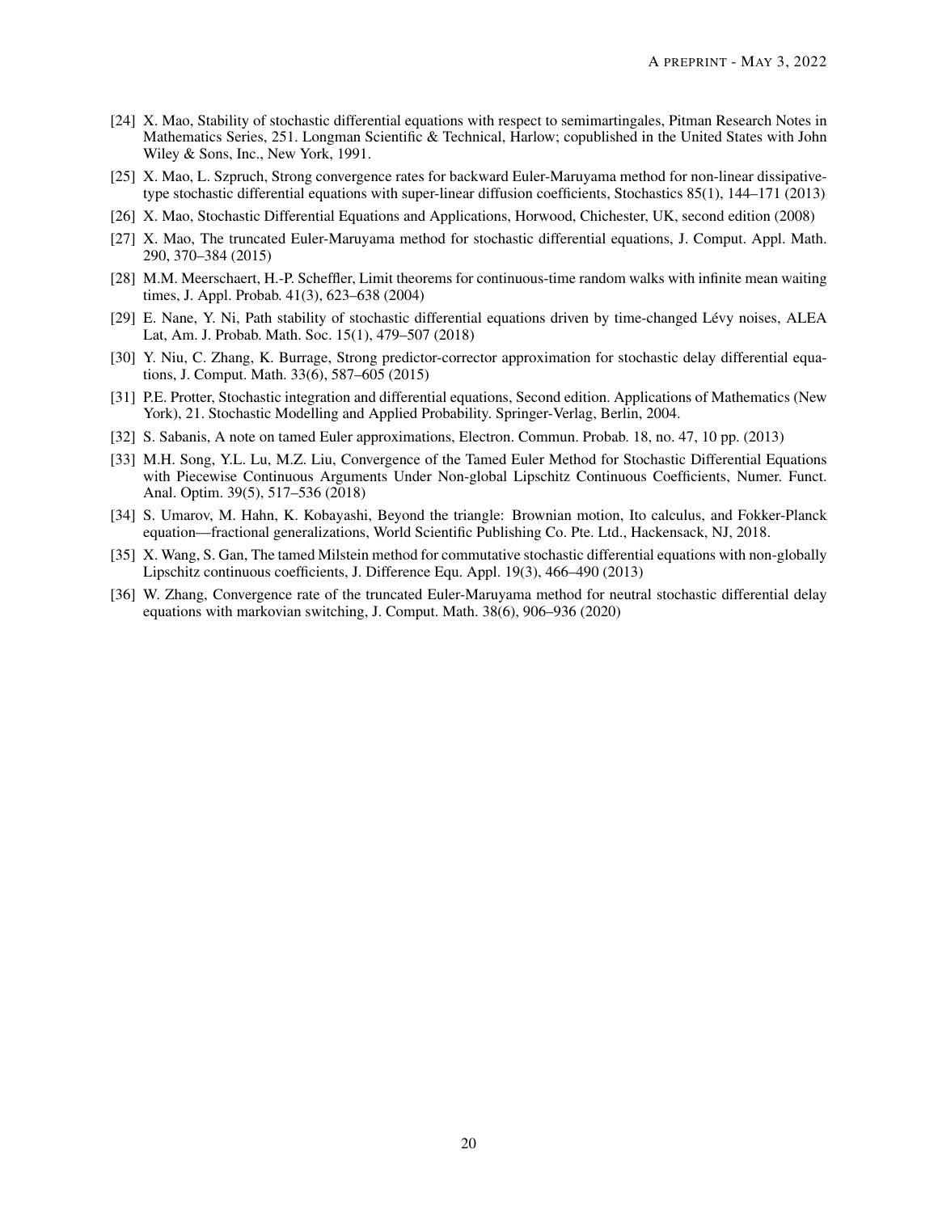[24] X. Mao, Stability of stochastic differential equations with respect to semimartingales, Pitman Research Notes in Mathematics Series, 251. Longman Scientific & Technical, Harlow; copublished in the United States with John Wiley & Sons, Inc., New York, 1991.

[25] X. Mao, L. Szpruch, Strong convergence rates for backward Euler-Maruyama method for non-linear dissipative-type stochastic differential equations with super-linear diffusion coefficients, Stochastics 85(1), 144–171 (2013)

[26] X. Mao, Stochastic Differential Equations and Applications, Horwood, Chichester, UK, second edition (2008)

[27] X. Mao, The truncated Euler-Maruyama method for stochastic differential equations, J. Comput. Appl. Math. 290, 370–384 (2015)

[28] M.M. Meerschaert, H.-P. Scheffler, Limit theorems for continuous-time random walks with infinite mean waiting times, J. Appl. Probab. 41(3), 623–638 (2004)

[29] E. Nane, Y. Ni, Path stability of stochastic differential equations driven by time-changed Lévy noises, ALEA Lat, Am. J. Probab. Math. Soc. 15(1), 479–507 (2018)

[30] Y. Niu, C. Zhang, K. Burrage, Strong predictor-corrector approximation for stochastic delay differential equations, J. Comput. Math. 33(6), 587–605 (2015)

[31] P.E. Protter, Stochastic integration and differential equations, Second edition. Applications of Mathematics (New York), 21. Stochastic Modelling and Applied Probability. Springer-Verlag, Berlin, 2004.

[32] S. Sabanis, A note on tamed Euler approximations, Electron. Commun. Probab. 18, no. 47, 10 pp. (2013)

[33] M.H. Song, Y.L. Lu, M.Z. Liu, Convergence of the Tamed Euler Method for Stochastic Differential Equations with Piecewise Continuous Arguments Under Non-global Lipschitz Continuous Coefficients, Numer. Funct. Anal. Optim. 39(5), 517–536 (2018)

[34] S. Umarov, M. Hahn, K. Kobayashi, Beyond the triangle: Brownian motion, Ito calculus, and Fokker-Planck equation—fractional generalizations, World Scientific Publishing Co. Pte. Ltd., Hackensack, NJ, 2018.

[35] X. Wang, S. Gan, The tamed Milstein method for commutative stochastic differential equations with non-globally Lipschitz continuous coefficients, J. Difference Equ. Appl. 19(3), 466–490 (2013)

[36] W. Zhang, Convergence rate of the truncated Euler-Maruyama method for neutral stochastic differential delay equations with markovian switching, J. Comput. Math. 38(6), 906–936 (2020)